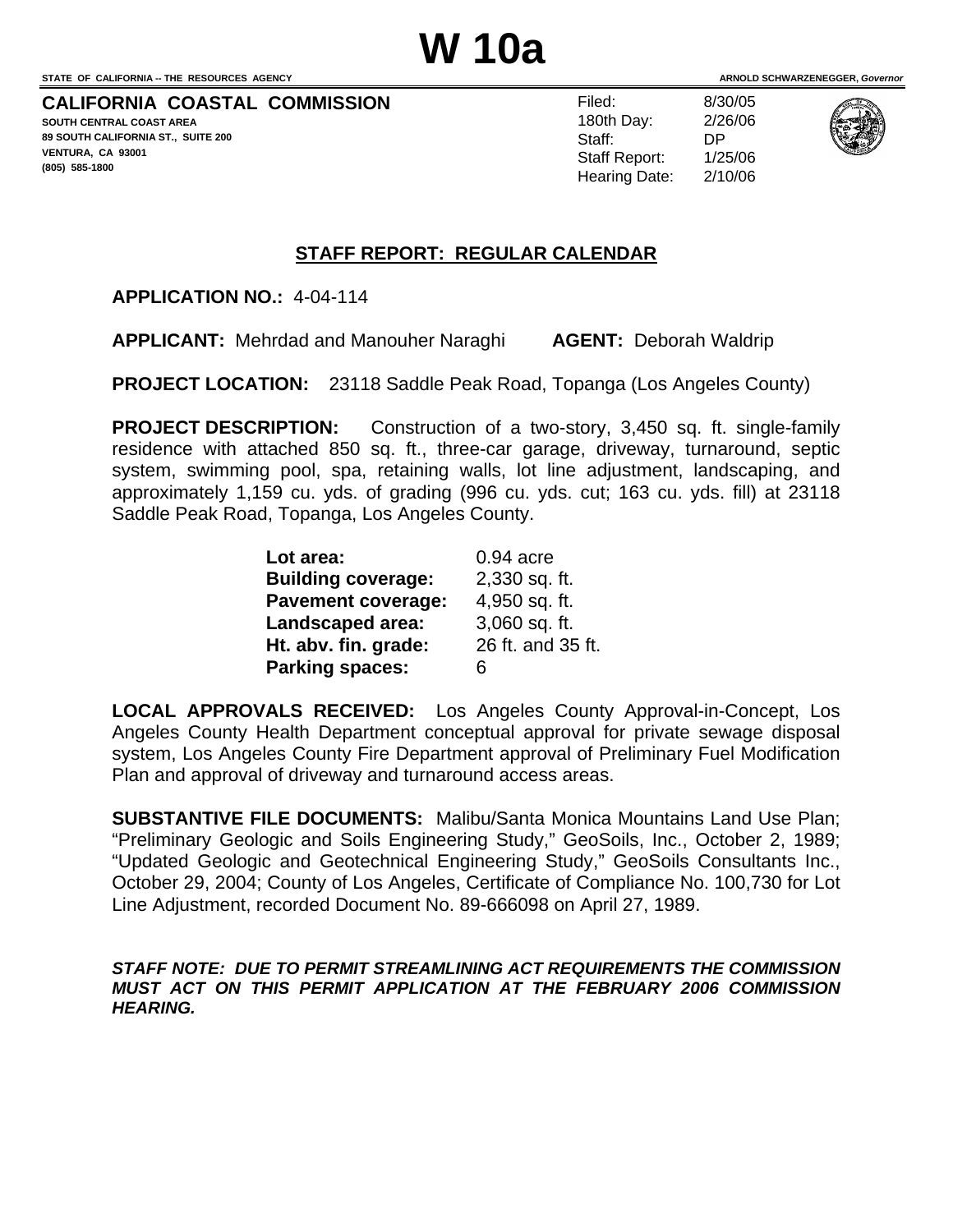# W 10a

STATE OF CALIFORNIA -- THE RESOURCES AGENCY    ARNOLD SCHWARZENEGGER, *Governor*

**CALIFORNIA COASTAL COMMISSION**
**SOUTH CENTRAL COAST AREA**
**89 SOUTH CALIFORNIA ST., SUITE 200**
**VENTURA, CA 93001**
**(805) 585-1800**

| | |
|---|---|
| Filed: | 8/30/05 |
| 180th Day: | 2/26/06 |
| Staff: | DP |
| Staff Report: | 1/25/06 |
| Hearing Date: | 2/10/06 |

## STAFF REPORT: REGULAR CALENDAR

**APPLICATION NO.:** 4-04-114

**APPLICANT:** Mehrdad and Manouher Naraghi    **AGENT:** Deborah Waldrip

**PROJECT LOCATION:** 23118 Saddle Peak Road, Topanga (Los Angeles County)

**PROJECT DESCRIPTION:** Construction of a two-story, 3,450 sq. ft. single-family residence with attached 850 sq. ft., three-car garage, driveway, turnaround, septic system, swimming pool, spa, retaining walls, lot line adjustment, landscaping, and approximately 1,159 cu. yds. of grading (996 cu. yds. cut; 163 cu. yds. fill) at 23118 Saddle Peak Road, Topanga, Los Angeles County.

| | |
|---|---|
| **Lot area:** | 0.94 acre |
| **Building coverage:** | 2,330 sq. ft. |
| **Pavement coverage:** | 4,950 sq. ft. |
| **Landscaped area:** | 3,060 sq. ft. |
| **Ht. abv. fin. grade:** | 26 ft. and 35 ft. |
| **Parking spaces:** | 6 |

**LOCAL APPROVALS RECEIVED:** Los Angeles County Approval-in-Concept, Los Angeles County Health Department conceptual approval for private sewage disposal system, Los Angeles County Fire Department approval of Preliminary Fuel Modification Plan and approval of driveway and turnaround access areas.

**SUBSTANTIVE FILE DOCUMENTS:** Malibu/Santa Monica Mountains Land Use Plan; "Preliminary Geologic and Soils Engineering Study," GeoSoils, Inc., October 2, 1989; "Updated Geologic and Geotechnical Engineering Study," GeoSoils Consultants Inc., October 29, 2004; County of Los Angeles, Certificate of Compliance No. 100,730 for Lot Line Adjustment, recorded Document No. 89-666098 on April 27, 1989.

***STAFF NOTE: DUE TO PERMIT STREAMLINING ACT REQUIREMENTS THE COMMISSION MUST ACT ON THIS PERMIT APPLICATION AT THE FEBRUARY 2006 COMMISSION HEARING.***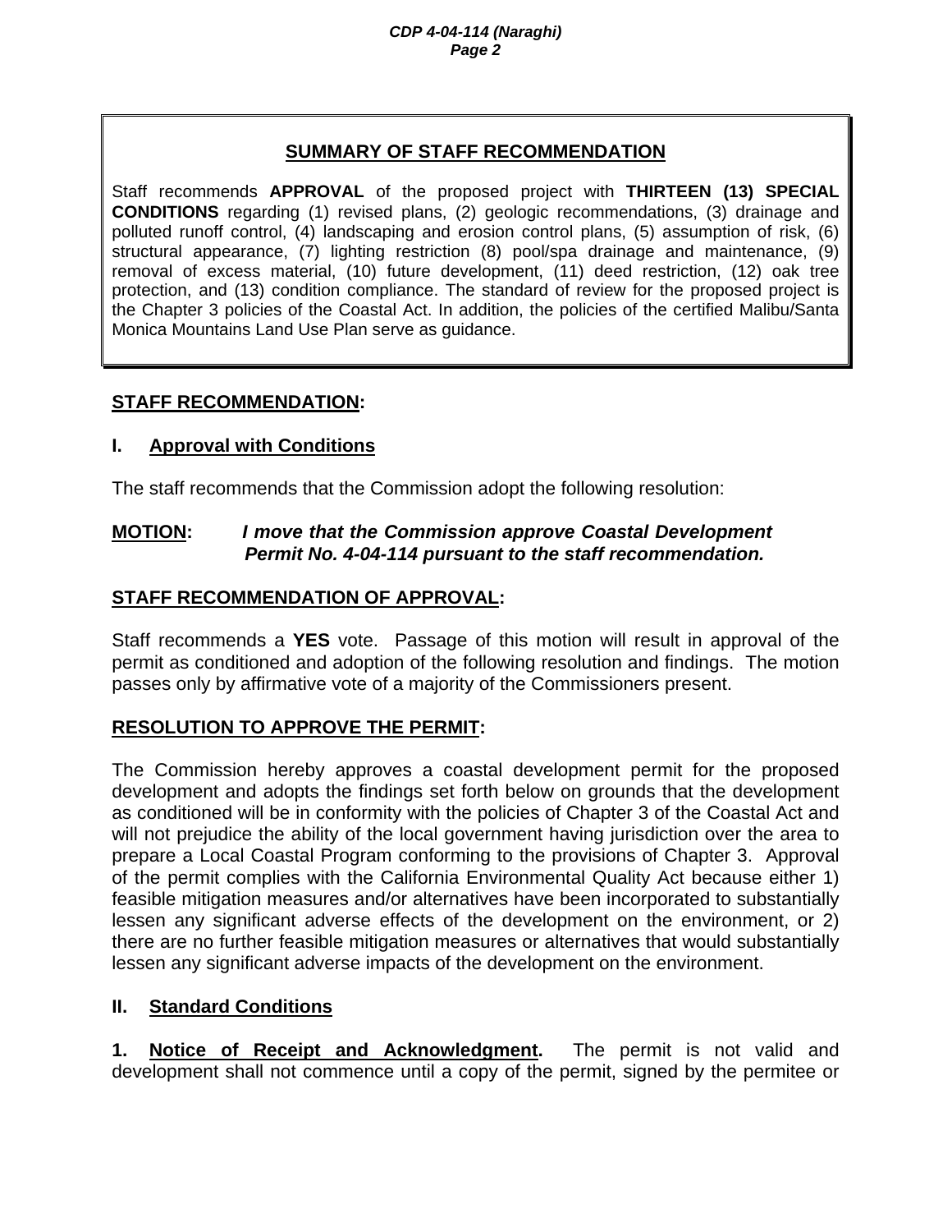## SUMMARY OF STAFF RECOMMENDATION

Staff recommends **APPROVAL** of the proposed project with **THIRTEEN (13) SPECIAL CONDITIONS** regarding (1) revised plans, (2) geologic recommendations, (3) drainage and polluted runoff control, (4) landscaping and erosion control plans, (5) assumption of risk, (6) structural appearance, (7) lighting restriction (8) pool/spa drainage and maintenance, (9) removal of excess material, (10) future development, (11) deed restriction, (12) oak tree protection, and (13) condition compliance. The standard of review for the proposed project is the Chapter 3 policies of the Coastal Act. In addition, the policies of the certified Malibu/Santa Monica Mountains Land Use Plan serve as guidance.

## STAFF RECOMMENDATION:

### I. Approval with Conditions

The staff recommends that the Commission adopt the following resolution:

**MOTION:** ***I move that the Commission approve Coastal Development Permit No. 4-04-114 pursuant to the staff recommendation.***

**STAFF RECOMMENDATION OF APPROVAL:**

Staff recommends a **YES** vote. Passage of this motion will result in approval of the permit as conditioned and adoption of the following resolution and findings. The motion passes only by affirmative vote of a majority of the Commissioners present.

**RESOLUTION TO APPROVE THE PERMIT:**

The Commission hereby approves a coastal development permit for the proposed development and adopts the findings set forth below on grounds that the development as conditioned will be in conformity with the policies of Chapter 3 of the Coastal Act and will not prejudice the ability of the local government having jurisdiction over the area to prepare a Local Coastal Program conforming to the provisions of Chapter 3. Approval of the permit complies with the California Environmental Quality Act because either 1) feasible mitigation measures and/or alternatives have been incorporated to substantially lessen any significant adverse effects of the development on the environment, or 2) there are no further feasible mitigation measures or alternatives that would substantially lessen any significant adverse impacts of the development on the environment.

### II. Standard Conditions

**1. Notice of Receipt and Acknowledgment.** The permit is not valid and development shall not commence until a copy of the permit, signed by the permitee or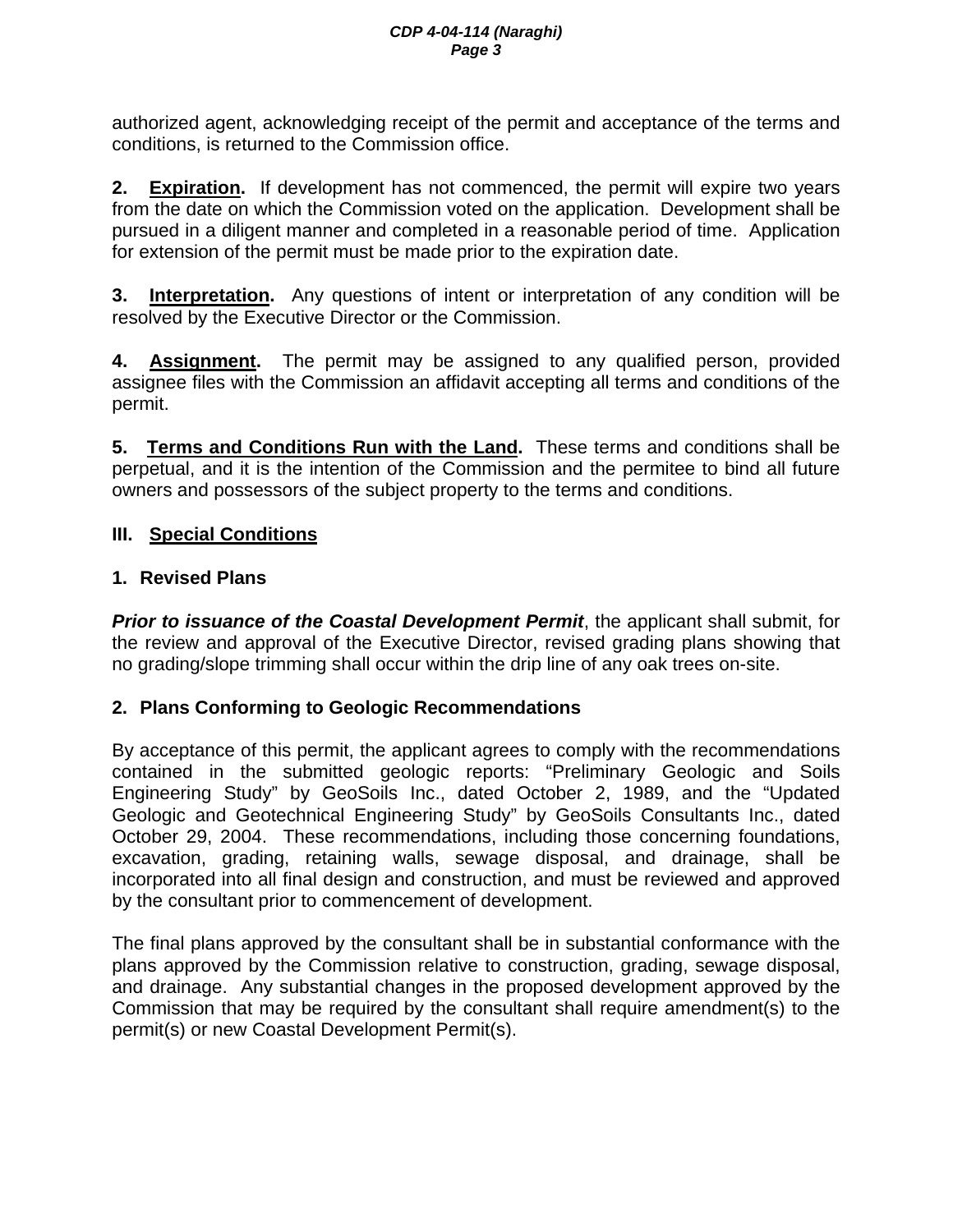authorized agent, acknowledging receipt of the permit and acceptance of the terms and conditions, is returned to the Commission office.

**2. Expiration.** If development has not commenced, the permit will expire two years from the date on which the Commission voted on the application. Development shall be pursued in a diligent manner and completed in a reasonable period of time. Application for extension of the permit must be made prior to the expiration date.

**3. Interpretation.** Any questions of intent or interpretation of any condition will be resolved by the Executive Director or the Commission.

**4. Assignment.** The permit may be assigned to any qualified person, provided assignee files with the Commission an affidavit accepting all terms and conditions of the permit.

**5. Terms and Conditions Run with the Land.** These terms and conditions shall be perpetual, and it is the intention of the Commission and the permitee to bind all future owners and possessors of the subject property to the terms and conditions.

## III. Special Conditions

### 1. Revised Plans

***Prior to issuance of the Coastal Development Permit***, the applicant shall submit, for the review and approval of the Executive Director, revised grading plans showing that no grading/slope trimming shall occur within the drip line of any oak trees on-site.

### 2. Plans Conforming to Geologic Recommendations

By acceptance of this permit, the applicant agrees to comply with the recommendations contained in the submitted geologic reports: "Preliminary Geologic and Soils Engineering Study" by GeoSoils Inc., dated October 2, 1989, and the "Updated Geologic and Geotechnical Engineering Study" by GeoSoils Consultants Inc., dated October 29, 2004. These recommendations, including those concerning foundations, excavation, grading, retaining walls, sewage disposal, and drainage, shall be incorporated into all final design and construction, and must be reviewed and approved by the consultant prior to commencement of development.

The final plans approved by the consultant shall be in substantial conformance with the plans approved by the Commission relative to construction, grading, sewage disposal, and drainage. Any substantial changes in the proposed development approved by the Commission that may be required by the consultant shall require amendment(s) to the permit(s) or new Coastal Development Permit(s).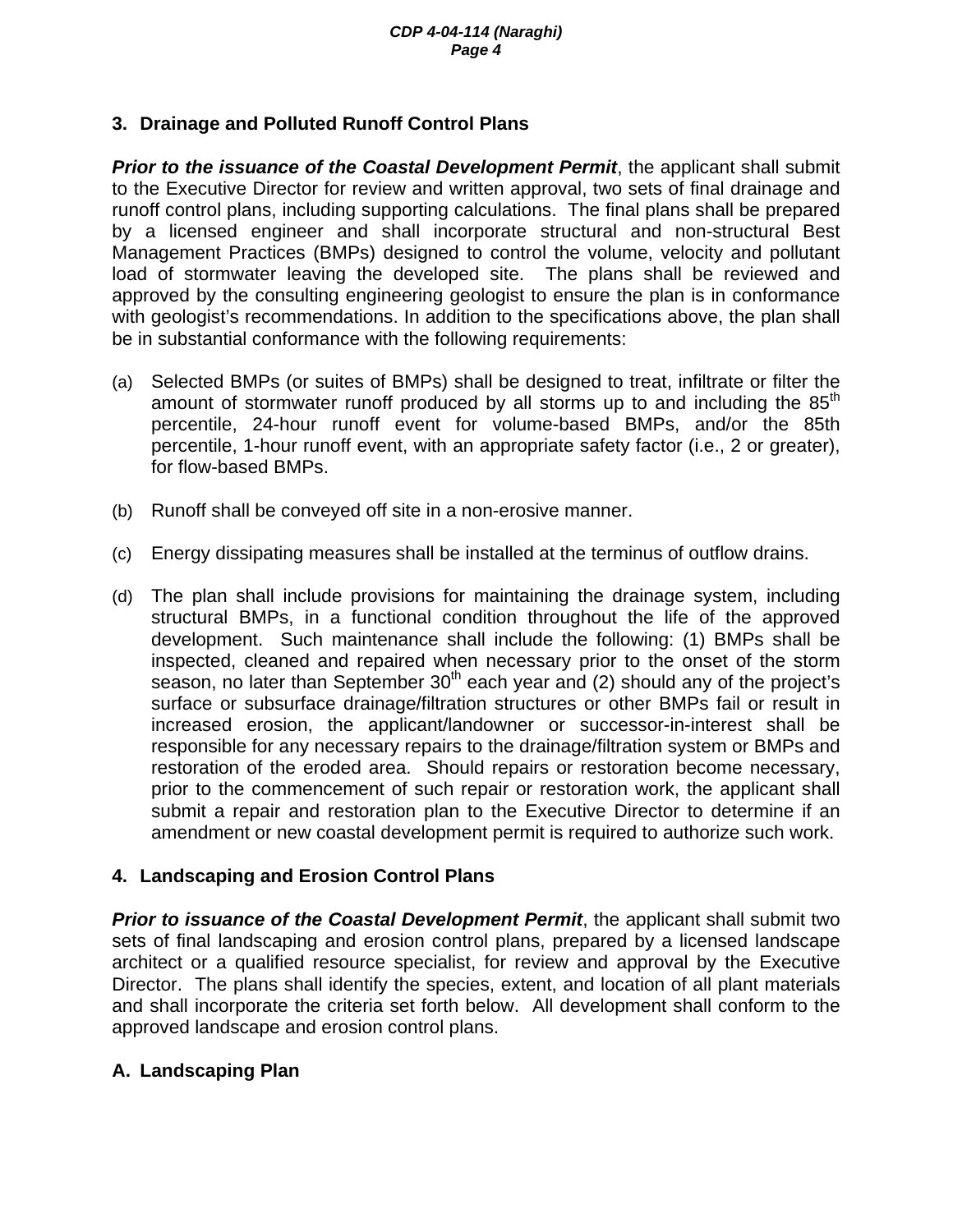### 3. Drainage and Polluted Runoff Control Plans

***Prior to the issuance of the Coastal Development Permit***, the applicant shall submit to the Executive Director for review and written approval, two sets of final drainage and runoff control plans, including supporting calculations. The final plans shall be prepared by a licensed engineer and shall incorporate structural and non-structural Best Management Practices (BMPs) designed to control the volume, velocity and pollutant load of stormwater leaving the developed site. The plans shall be reviewed and approved by the consulting engineering geologist to ensure the plan is in conformance with geologist's recommendations. In addition to the specifications above, the plan shall be in substantial conformance with the following requirements:

(a) Selected BMPs (or suites of BMPs) shall be designed to treat, infiltrate or filter the amount of stormwater runoff produced by all storms up to and including the $85^{th}$ percentile, 24-hour runoff event for volume-based BMPs, and/or the 85th percentile, 1-hour runoff event, with an appropriate safety factor (i.e., 2 or greater), for flow-based BMPs.

(b) Runoff shall be conveyed off site in a non-erosive manner.

(c) Energy dissipating measures shall be installed at the terminus of outflow drains.

(d) The plan shall include provisions for maintaining the drainage system, including structural BMPs, in a functional condition throughout the life of the approved development. Such maintenance shall include the following: (1) BMPs shall be inspected, cleaned and repaired when necessary prior to the onset of the storm season, no later than September $30^{th}$ each year and (2) should any of the project's surface or subsurface drainage/filtration structures or other BMPs fail or result in increased erosion, the applicant/landowner or successor-in-interest shall be responsible for any necessary repairs to the drainage/filtration system or BMPs and restoration of the eroded area. Should repairs or restoration become necessary, prior to the commencement of such repair or restoration work, the applicant shall submit a repair and restoration plan to the Executive Director to determine if an amendment or new coastal development permit is required to authorize such work.

### 4. Landscaping and Erosion Control Plans

***Prior to issuance of the Coastal Development Permit***, the applicant shall submit two sets of final landscaping and erosion control plans, prepared by a licensed landscape architect or a qualified resource specialist, for review and approval by the Executive Director. The plans shall identify the species, extent, and location of all plant materials and shall incorporate the criteria set forth below. All development shall conform to the approved landscape and erosion control plans.

#### A. Landscaping Plan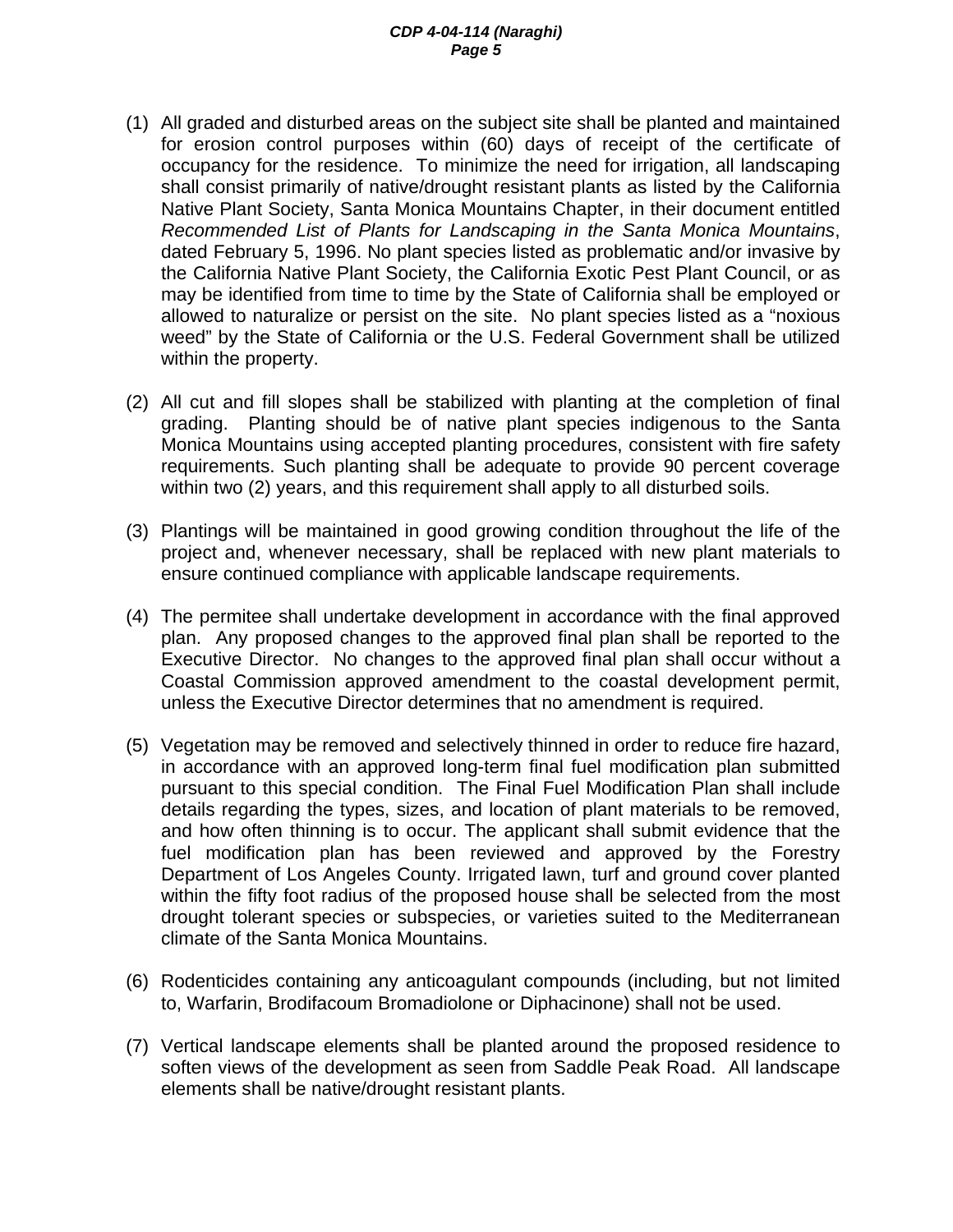(1) All graded and disturbed areas on the subject site shall be planted and maintained for erosion control purposes within (60) days of receipt of the certificate of occupancy for the residence. To minimize the need for irrigation, all landscaping shall consist primarily of native/drought resistant plants as listed by the California Native Plant Society, Santa Monica Mountains Chapter, in their document entitled *Recommended List of Plants for Landscaping in the Santa Monica Mountains*, dated February 5, 1996. No plant species listed as problematic and/or invasive by the California Native Plant Society, the California Exotic Pest Plant Council, or as may be identified from time to time by the State of California shall be employed or allowed to naturalize or persist on the site. No plant species listed as a "noxious weed" by the State of California or the U.S. Federal Government shall be utilized within the property.

(2) All cut and fill slopes shall be stabilized with planting at the completion of final grading. Planting should be of native plant species indigenous to the Santa Monica Mountains using accepted planting procedures, consistent with fire safety requirements. Such planting shall be adequate to provide 90 percent coverage within two (2) years, and this requirement shall apply to all disturbed soils.

(3) Plantings will be maintained in good growing condition throughout the life of the project and, whenever necessary, shall be replaced with new plant materials to ensure continued compliance with applicable landscape requirements.

(4) The permitee shall undertake development in accordance with the final approved plan. Any proposed changes to the approved final plan shall be reported to the Executive Director. No changes to the approved final plan shall occur without a Coastal Commission approved amendment to the coastal development permit, unless the Executive Director determines that no amendment is required.

(5) Vegetation may be removed and selectively thinned in order to reduce fire hazard, in accordance with an approved long-term final fuel modification plan submitted pursuant to this special condition. The Final Fuel Modification Plan shall include details regarding the types, sizes, and location of plant materials to be removed, and how often thinning is to occur. The applicant shall submit evidence that the fuel modification plan has been reviewed and approved by the Forestry Department of Los Angeles County. Irrigated lawn, turf and ground cover planted within the fifty foot radius of the proposed house shall be selected from the most drought tolerant species or subspecies, or varieties suited to the Mediterranean climate of the Santa Monica Mountains.

(6) Rodenticides containing any anticoagulant compounds (including, but not limited to, Warfarin, Brodifacoum Bromadiolone or Diphacinone) shall not be used.

(7) Vertical landscape elements shall be planted around the proposed residence to soften views of the development as seen from Saddle Peak Road. All landscape elements shall be native/drought resistant plants.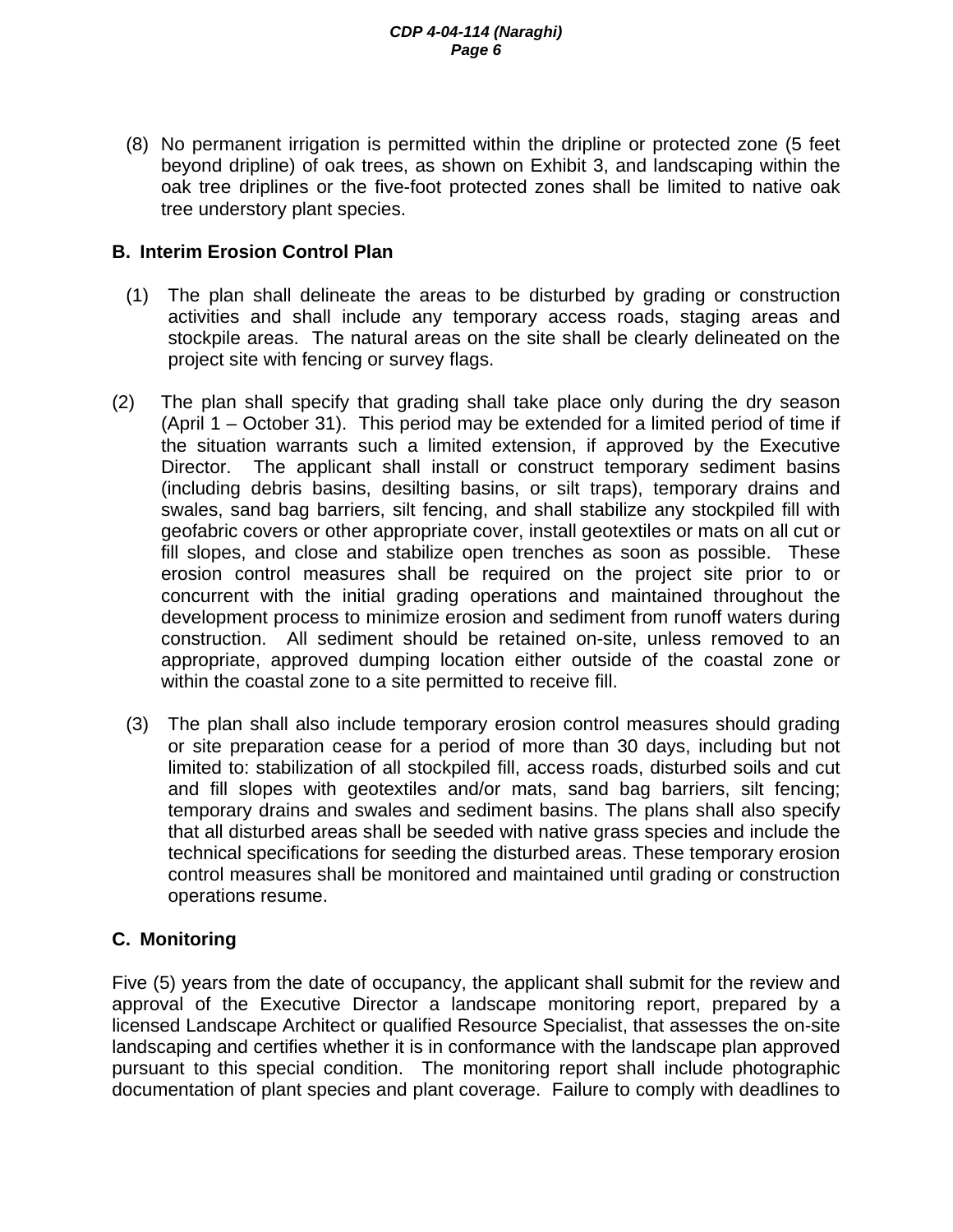(8) No permanent irrigation is permitted within the dripline or protected zone (5 feet beyond dripline) of oak trees, as shown on Exhibit 3, and landscaping within the oak tree driplines or the five-foot protected zones shall be limited to native oak tree understory plant species.

**B. Interim Erosion Control Plan**

(1) The plan shall delineate the areas to be disturbed by grading or construction activities and shall include any temporary access roads, staging areas and stockpile areas. The natural areas on the site shall be clearly delineated on the project site with fencing or survey flags.

(2) The plan shall specify that grading shall take place only during the dry season (April 1 – October 31). This period may be extended for a limited period of time if the situation warrants such a limited extension, if approved by the Executive Director. The applicant shall install or construct temporary sediment basins (including debris basins, desilting basins, or silt traps), temporary drains and swales, sand bag barriers, silt fencing, and shall stabilize any stockpiled fill with geofabric covers or other appropriate cover, install geotextiles or mats on all cut or fill slopes, and close and stabilize open trenches as soon as possible. These erosion control measures shall be required on the project site prior to or concurrent with the initial grading operations and maintained throughout the development process to minimize erosion and sediment from runoff waters during construction. All sediment should be retained on-site, unless removed to an appropriate, approved dumping location either outside of the coastal zone or within the coastal zone to a site permitted to receive fill.

(3) The plan shall also include temporary erosion control measures should grading or site preparation cease for a period of more than 30 days, including but not limited to: stabilization of all stockpiled fill, access roads, disturbed soils and cut and fill slopes with geotextiles and/or mats, sand bag barriers, silt fencing; temporary drains and swales and sediment basins. The plans shall also specify that all disturbed areas shall be seeded with native grass species and include the technical specifications for seeding the disturbed areas. These temporary erosion control measures shall be monitored and maintained until grading or construction operations resume.

**C. Monitoring**

Five (5) years from the date of occupancy, the applicant shall submit for the review and approval of the Executive Director a landscape monitoring report, prepared by a licensed Landscape Architect or qualified Resource Specialist, that assesses the on-site landscaping and certifies whether it is in conformance with the landscape plan approved pursuant to this special condition. The monitoring report shall include photographic documentation of plant species and plant coverage. Failure to comply with deadlines to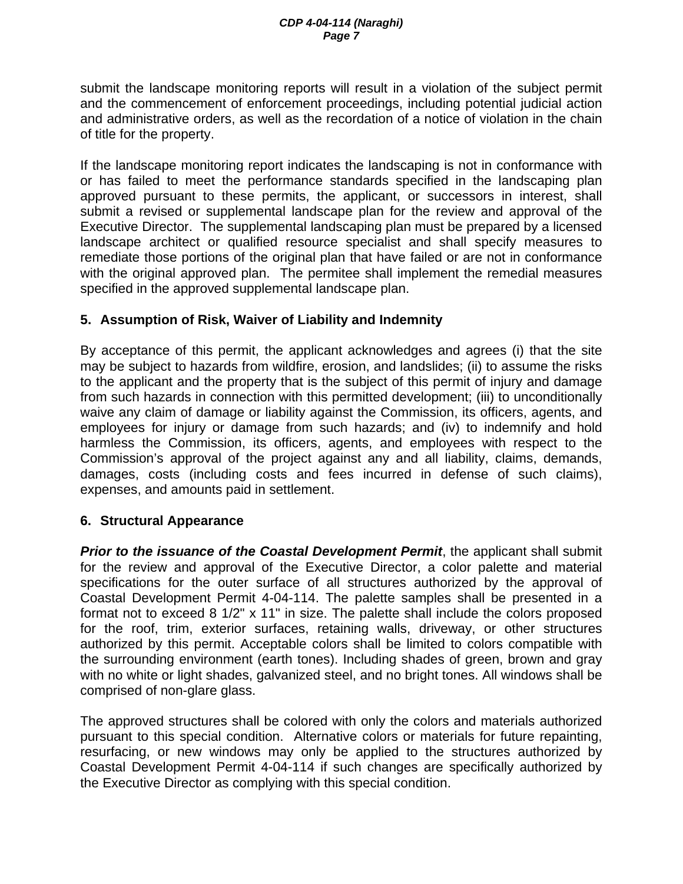submit the landscape monitoring reports will result in a violation of the subject permit and the commencement of enforcement proceedings, including potential judicial action and administrative orders, as well as the recordation of a notice of violation in the chain of title for the property.

If the landscape monitoring report indicates the landscaping is not in conformance with or has failed to meet the performance standards specified in the landscaping plan approved pursuant to these permits, the applicant, or successors in interest, shall submit a revised or supplemental landscape plan for the review and approval of the Executive Director. The supplemental landscaping plan must be prepared by a licensed landscape architect or qualified resource specialist and shall specify measures to remediate those portions of the original plan that have failed or are not in conformance with the original approved plan. The permitee shall implement the remedial measures specified in the approved supplemental landscape plan.

### 5. Assumption of Risk, Waiver of Liability and Indemnity

By acceptance of this permit, the applicant acknowledges and agrees (i) that the site may be subject to hazards from wildfire, erosion, and landslides; (ii) to assume the risks to the applicant and the property that is the subject of this permit of injury and damage from such hazards in connection with this permitted development; (iii) to unconditionally waive any claim of damage or liability against the Commission, its officers, agents, and employees for injury or damage from such hazards; and (iv) to indemnify and hold harmless the Commission, its officers, agents, and employees with respect to the Commission's approval of the project against any and all liability, claims, demands, damages, costs (including costs and fees incurred in defense of such claims), expenses, and amounts paid in settlement.

### 6. Structural Appearance

***Prior to the issuance of the Coastal Development Permit***, the applicant shall submit for the review and approval of the Executive Director, a color palette and material specifications for the outer surface of all structures authorized by the approval of Coastal Development Permit 4-04-114. The palette samples shall be presented in a format not to exceed 8 1/2" x 11" in size. The palette shall include the colors proposed for the roof, trim, exterior surfaces, retaining walls, driveway, or other structures authorized by this permit. Acceptable colors shall be limited to colors compatible with the surrounding environment (earth tones). Including shades of green, brown and gray with no white or light shades, galvanized steel, and no bright tones. All windows shall be comprised of non-glare glass.

The approved structures shall be colored with only the colors and materials authorized pursuant to this special condition. Alternative colors or materials for future repainting, resurfacing, or new windows may only be applied to the structures authorized by Coastal Development Permit 4-04-114 if such changes are specifically authorized by the Executive Director as complying with this special condition.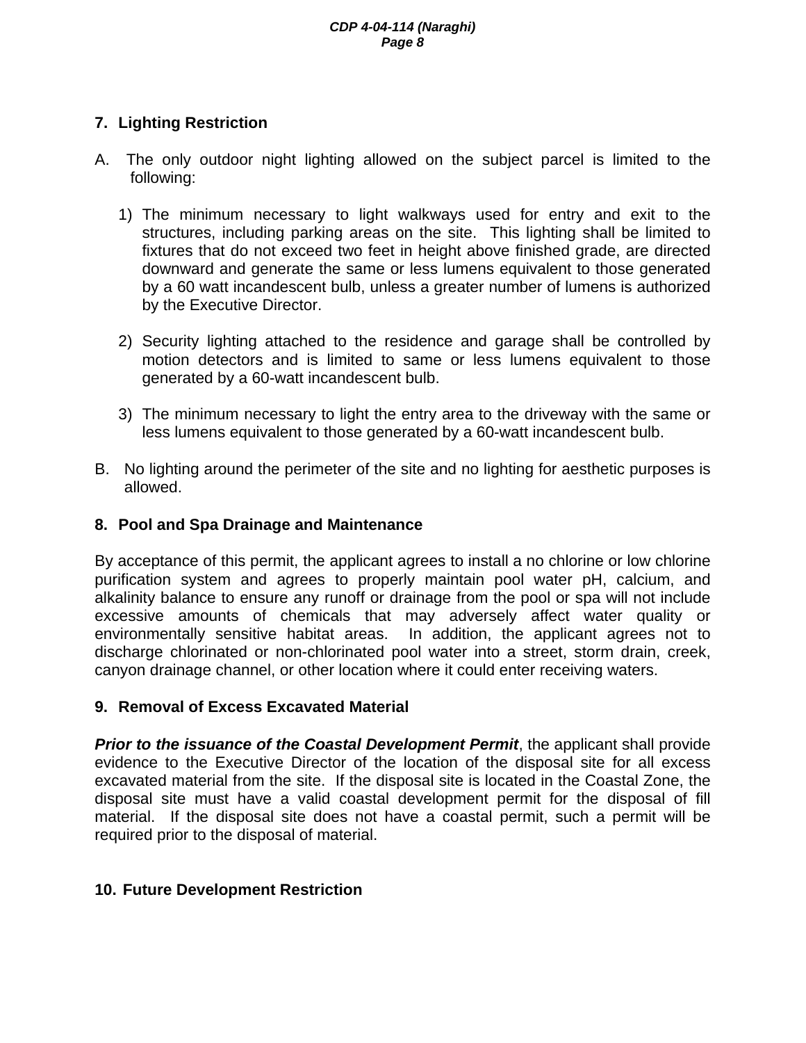### 7. Lighting Restriction

A. The only outdoor night lighting allowed on the subject parcel is limited to the following:

1) The minimum necessary to light walkways used for entry and exit to the structures, including parking areas on the site. This lighting shall be limited to fixtures that do not exceed two feet in height above finished grade, are directed downward and generate the same or less lumens equivalent to those generated by a 60 watt incandescent bulb, unless a greater number of lumens is authorized by the Executive Director.

2) Security lighting attached to the residence and garage shall be controlled by motion detectors and is limited to same or less lumens equivalent to those generated by a 60-watt incandescent bulb.

3) The minimum necessary to light the entry area to the driveway with the same or less lumens equivalent to those generated by a 60-watt incandescent bulb.

B. No lighting around the perimeter of the site and no lighting for aesthetic purposes is allowed.

### 8. Pool and Spa Drainage and Maintenance

By acceptance of this permit, the applicant agrees to install a no chlorine or low chlorine purification system and agrees to properly maintain pool water pH, calcium, and alkalinity balance to ensure any runoff or drainage from the pool or spa will not include excessive amounts of chemicals that may adversely affect water quality or environmentally sensitive habitat areas. In addition, the applicant agrees not to discharge chlorinated or non-chlorinated pool water into a street, storm drain, creek, canyon drainage channel, or other location where it could enter receiving waters.

### 9. Removal of Excess Excavated Material

***Prior to the issuance of the Coastal Development Permit***, the applicant shall provide evidence to the Executive Director of the location of the disposal site for all excess excavated material from the site. If the disposal site is located in the Coastal Zone, the disposal site must have a valid coastal development permit for the disposal of fill material. If the disposal site does not have a coastal permit, such a permit will be required prior to the disposal of material.

### 10. Future Development Restriction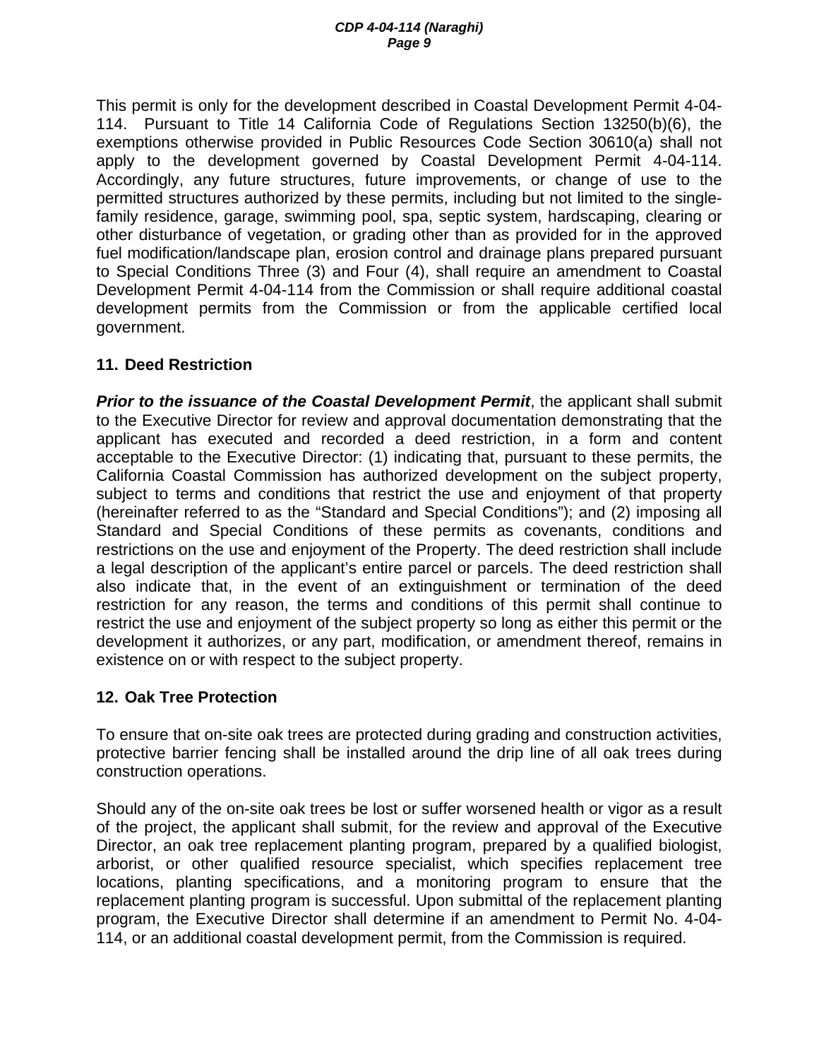This permit is only for the development described in Coastal Development Permit 4-04-114. Pursuant to Title 14 California Code of Regulations Section 13250(b)(6), the exemptions otherwise provided in Public Resources Code Section 30610(a) shall not apply to the development governed by Coastal Development Permit 4-04-114. Accordingly, any future structures, future improvements, or change of use to the permitted structures authorized by these permits, including but not limited to the single-family residence, garage, swimming pool, spa, septic system, hardscaping, clearing or other disturbance of vegetation, or grading other than as provided for in the approved fuel modification/landscape plan, erosion control and drainage plans prepared pursuant to Special Conditions Three (3) and Four (4), shall require an amendment to Coastal Development Permit 4-04-114 from the Commission or shall require additional coastal development permits from the Commission or from the applicable certified local government.

**11. Deed Restriction**

***Prior to the issuance of the Coastal Development Permit***, the applicant shall submit to the Executive Director for review and approval documentation demonstrating that the applicant has executed and recorded a deed restriction, in a form and content acceptable to the Executive Director: (1) indicating that, pursuant to these permits, the California Coastal Commission has authorized development on the subject property, subject to terms and conditions that restrict the use and enjoyment of that property (hereinafter referred to as the "Standard and Special Conditions"); and (2) imposing all Standard and Special Conditions of these permits as covenants, conditions and restrictions on the use and enjoyment of the Property. The deed restriction shall include a legal description of the applicant's entire parcel or parcels. The deed restriction shall also indicate that, in the event of an extinguishment or termination of the deed restriction for any reason, the terms and conditions of this permit shall continue to restrict the use and enjoyment of the subject property so long as either this permit or the development it authorizes, or any part, modification, or amendment thereof, remains in existence on or with respect to the subject property.

**12. Oak Tree Protection**

To ensure that on-site oak trees are protected during grading and construction activities, protective barrier fencing shall be installed around the drip line of all oak trees during construction operations.

Should any of the on-site oak trees be lost or suffer worsened health or vigor as a result of the project, the applicant shall submit, for the review and approval of the Executive Director, an oak tree replacement planting program, prepared by a qualified biologist, arborist, or other qualified resource specialist, which specifies replacement tree locations, planting specifications, and a monitoring program to ensure that the replacement planting program is successful. Upon submittal of the replacement planting program, the Executive Director shall determine if an amendment to Permit No. 4-04-114, or an additional coastal development permit, from the Commission is required.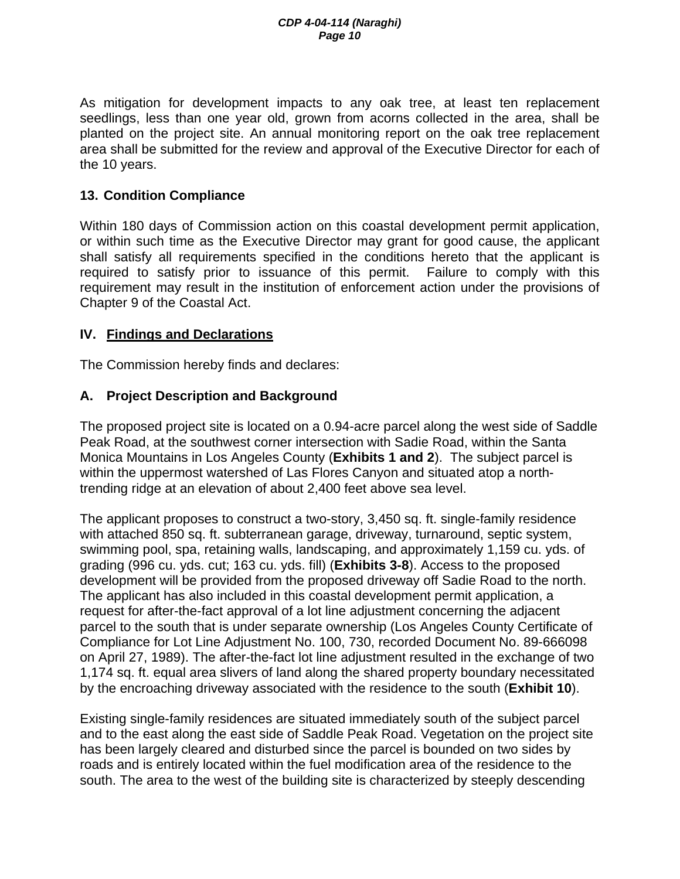As mitigation for development impacts to any oak tree, at least ten replacement seedlings, less than one year old, grown from acorns collected in the area, shall be planted on the project site. An annual monitoring report on the oak tree replacement area shall be submitted for the review and approval of the Executive Director for each of the 10 years.

### 13. Condition Compliance

Within 180 days of Commission action on this coastal development permit application, or within such time as the Executive Director may grant for good cause, the applicant shall satisfy all requirements specified in the conditions hereto that the applicant is required to satisfy prior to issuance of this permit. Failure to comply with this requirement may result in the institution of enforcement action under the provisions of Chapter 9 of the Coastal Act.

## IV. Findings and Declarations

The Commission hereby finds and declares:

### A. Project Description and Background

The proposed project site is located on a 0.94-acre parcel along the west side of Saddle Peak Road, at the southwest corner intersection with Sadie Road, within the Santa Monica Mountains in Los Angeles County (**Exhibits 1 and 2**). The subject parcel is within the uppermost watershed of Las Flores Canyon and situated atop a north-trending ridge at an elevation of about 2,400 feet above sea level.

The applicant proposes to construct a two-story, 3,450 sq. ft. single-family residence with attached 850 sq. ft. subterranean garage, driveway, turnaround, septic system, swimming pool, spa, retaining walls, landscaping, and approximately 1,159 cu. yds. of grading (996 cu. yds. cut; 163 cu. yds. fill) (**Exhibits 3-8**). Access to the proposed development will be provided from the proposed driveway off Sadie Road to the north. The applicant has also included in this coastal development permit application, a request for after-the-fact approval of a lot line adjustment concerning the adjacent parcel to the south that is under separate ownership (Los Angeles County Certificate of Compliance for Lot Line Adjustment No. 100, 730, recorded Document No. 89-666098 on April 27, 1989). The after-the-fact lot line adjustment resulted in the exchange of two 1,174 sq. ft. equal area slivers of land along the shared property boundary necessitated by the encroaching driveway associated with the residence to the south (**Exhibit 10**).

Existing single-family residences are situated immediately south of the subject parcel and to the east along the east side of Saddle Peak Road. Vegetation on the project site has been largely cleared and disturbed since the parcel is bounded on two sides by roads and is entirely located within the fuel modification area of the residence to the south. The area to the west of the building site is characterized by steeply descending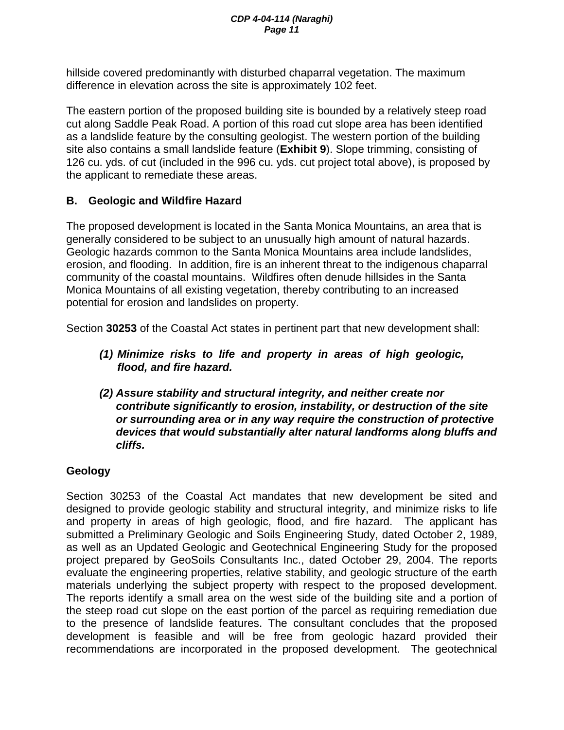hillside covered predominantly with disturbed chaparral vegetation. The maximum difference in elevation across the site is approximately 102 feet.

The eastern portion of the proposed building site is bounded by a relatively steep road cut along Saddle Peak Road. A portion of this road cut slope area has been identified as a landslide feature by the consulting geologist. The western portion of the building site also contains a small landslide feature (**Exhibit 9**). Slope trimming, consisting of 126 cu. yds. of cut (included in the 996 cu. yds. cut project total above), is proposed by the applicant to remediate these areas.

## B. Geologic and Wildfire Hazard

The proposed development is located in the Santa Monica Mountains, an area that is generally considered to be subject to an unusually high amount of natural hazards. Geologic hazards common to the Santa Monica Mountains area include landslides, erosion, and flooding. In addition, fire is an inherent threat to the indigenous chaparral community of the coastal mountains. Wildfires often denude hillsides in the Santa Monica Mountains of all existing vegetation, thereby contributing to an increased potential for erosion and landslides on property.

Section **30253** of the Coastal Act states in pertinent part that new development shall:

> ***(1) Minimize risks to life and property in areas of high geologic, flood, and fire hazard.***
>
> ***(2) Assure stability and structural integrity, and neither create nor contribute significantly to erosion, instability, or destruction of the site or surrounding area or in any way require the construction of protective devices that would substantially alter natural landforms along bluffs and cliffs.***

### Geology

Section 30253 of the Coastal Act mandates that new development be sited and designed to provide geologic stability and structural integrity, and minimize risks to life and property in areas of high geologic, flood, and fire hazard. The applicant has submitted a Preliminary Geologic and Soils Engineering Study, dated October 2, 1989, as well as an Updated Geologic and Geotechnical Engineering Study for the proposed project prepared by GeoSoils Consultants Inc., dated October 29, 2004. The reports evaluate the engineering properties, relative stability, and geologic structure of the earth materials underlying the subject property with respect to the proposed development. The reports identify a small area on the west side of the building site and a portion of the steep road cut slope on the east portion of the parcel as requiring remediation due to the presence of landslide features. The consultant concludes that the proposed development is feasible and will be free from geologic hazard provided their recommendations are incorporated in the proposed development. The geotechnical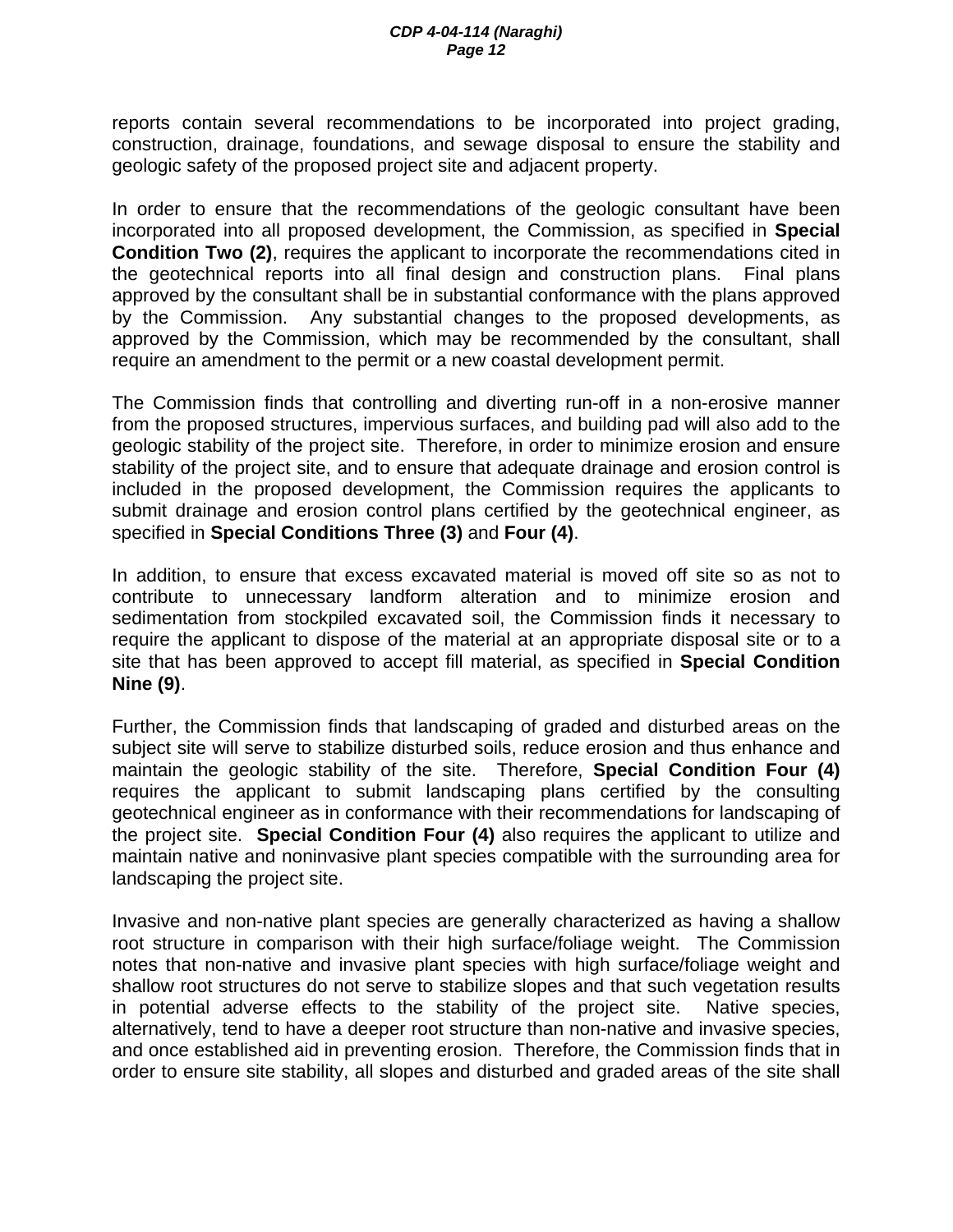reports contain several recommendations to be incorporated into project grading, construction, drainage, foundations, and sewage disposal to ensure the stability and geologic safety of the proposed project site and adjacent property.

In order to ensure that the recommendations of the geologic consultant have been incorporated into all proposed development, the Commission, as specified in **Special Condition Two (2)**, requires the applicant to incorporate the recommendations cited in the geotechnical reports into all final design and construction plans. Final plans approved by the consultant shall be in substantial conformance with the plans approved by the Commission. Any substantial changes to the proposed developments, as approved by the Commission, which may be recommended by the consultant, shall require an amendment to the permit or a new coastal development permit.

The Commission finds that controlling and diverting run-off in a non-erosive manner from the proposed structures, impervious surfaces, and building pad will also add to the geologic stability of the project site. Therefore, in order to minimize erosion and ensure stability of the project site, and to ensure that adequate drainage and erosion control is included in the proposed development, the Commission requires the applicants to submit drainage and erosion control plans certified by the geotechnical engineer, as specified in **Special Conditions Three (3)** and **Four (4)**.

In addition, to ensure that excess excavated material is moved off site so as not to contribute to unnecessary landform alteration and to minimize erosion and sedimentation from stockpiled excavated soil, the Commission finds it necessary to require the applicant to dispose of the material at an appropriate disposal site or to a site that has been approved to accept fill material, as specified in **Special Condition Nine (9)**.

Further, the Commission finds that landscaping of graded and disturbed areas on the subject site will serve to stabilize disturbed soils, reduce erosion and thus enhance and maintain the geologic stability of the site. Therefore, **Special Condition Four (4)** requires the applicant to submit landscaping plans certified by the consulting geotechnical engineer as in conformance with their recommendations for landscaping of the project site. **Special Condition Four (4)** also requires the applicant to utilize and maintain native and noninvasive plant species compatible with the surrounding area for landscaping the project site.

Invasive and non-native plant species are generally characterized as having a shallow root structure in comparison with their high surface/foliage weight. The Commission notes that non-native and invasive plant species with high surface/foliage weight and shallow root structures do not serve to stabilize slopes and that such vegetation results in potential adverse effects to the stability of the project site. Native species, alternatively, tend to have a deeper root structure than non-native and invasive species, and once established aid in preventing erosion. Therefore, the Commission finds that in order to ensure site stability, all slopes and disturbed and graded areas of the site shall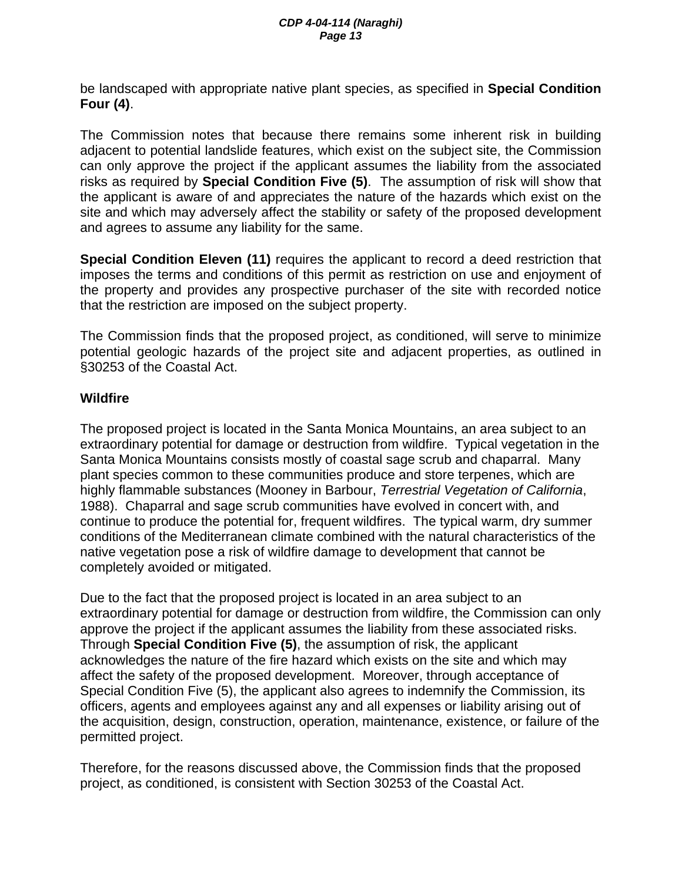be landscaped with appropriate native plant species, as specified in **Special Condition Four (4)**.

The Commission notes that because there remains some inherent risk in building adjacent to potential landslide features, which exist on the subject site, the Commission can only approve the project if the applicant assumes the liability from the associated risks as required by **Special Condition Five (5)**. The assumption of risk will show that the applicant is aware of and appreciates the nature of the hazards which exist on the site and which may adversely affect the stability or safety of the proposed development and agrees to assume any liability for the same.

**Special Condition Eleven (11)** requires the applicant to record a deed restriction that imposes the terms and conditions of this permit as restriction on use and enjoyment of the property and provides any prospective purchaser of the site with recorded notice that the restriction are imposed on the subject property.

The Commission finds that the proposed project, as conditioned, will serve to minimize potential geologic hazards of the project site and adjacent properties, as outlined in §30253 of the Coastal Act.

**Wildfire**

The proposed project is located in the Santa Monica Mountains, an area subject to an extraordinary potential for damage or destruction from wildfire. Typical vegetation in the Santa Monica Mountains consists mostly of coastal sage scrub and chaparral. Many plant species common to these communities produce and store terpenes, which are highly flammable substances (Mooney in Barbour, *Terrestrial Vegetation of California*, 1988). Chaparral and sage scrub communities have evolved in concert with, and continue to produce the potential for, frequent wildfires. The typical warm, dry summer conditions of the Mediterranean climate combined with the natural characteristics of the native vegetation pose a risk of wildfire damage to development that cannot be completely avoided or mitigated.

Due to the fact that the proposed project is located in an area subject to an extraordinary potential for damage or destruction from wildfire, the Commission can only approve the project if the applicant assumes the liability from these associated risks. Through **Special Condition Five (5)**, the assumption of risk, the applicant acknowledges the nature of the fire hazard which exists on the site and which may affect the safety of the proposed development. Moreover, through acceptance of Special Condition Five (5), the applicant also agrees to indemnify the Commission, its officers, agents and employees against any and all expenses or liability arising out of the acquisition, design, construction, operation, maintenance, existence, or failure of the permitted project.

Therefore, for the reasons discussed above, the Commission finds that the proposed project, as conditioned, is consistent with Section 30253 of the Coastal Act.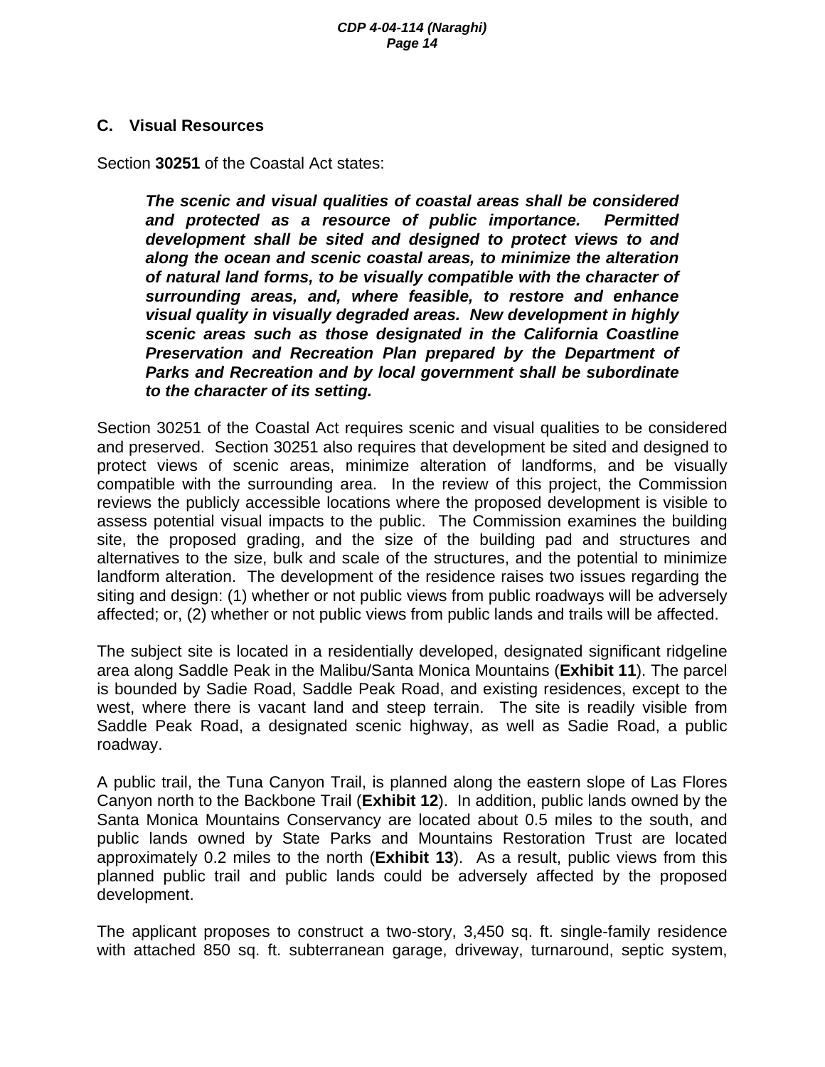### C. Visual Resources

Section **30251** of the Coastal Act states:

> ***The scenic and visual qualities of coastal areas shall be considered and protected as a resource of public importance. Permitted development shall be sited and designed to protect views to and along the ocean and scenic coastal areas, to minimize the alteration of natural land forms, to be visually compatible with the character of surrounding areas, and, where feasible, to restore and enhance visual quality in visually degraded areas. New development in highly scenic areas such as those designated in the California Coastline Preservation and Recreation Plan prepared by the Department of Parks and Recreation and by local government shall be subordinate to the character of its setting.***

Section 30251 of the Coastal Act requires scenic and visual qualities to be considered and preserved. Section 30251 also requires that development be sited and designed to protect views of scenic areas, minimize alteration of landforms, and be visually compatible with the surrounding area. In the review of this project, the Commission reviews the publicly accessible locations where the proposed development is visible to assess potential visual impacts to the public. The Commission examines the building site, the proposed grading, and the size of the building pad and structures and alternatives to the size, bulk and scale of the structures, and the potential to minimize landform alteration. The development of the residence raises two issues regarding the siting and design: (1) whether or not public views from public roadways will be adversely affected; or, (2) whether or not public views from public lands and trails will be affected.

The subject site is located in a residentially developed, designated significant ridgeline area along Saddle Peak in the Malibu/Santa Monica Mountains (**Exhibit 11**). The parcel is bounded by Sadie Road, Saddle Peak Road, and existing residences, except to the west, where there is vacant land and steep terrain. The site is readily visible from Saddle Peak Road, a designated scenic highway, as well as Sadie Road, a public roadway.

A public trail, the Tuna Canyon Trail, is planned along the eastern slope of Las Flores Canyon north to the Backbone Trail (**Exhibit 12**). In addition, public lands owned by the Santa Monica Mountains Conservancy are located about 0.5 miles to the south, and public lands owned by State Parks and Mountains Restoration Trust are located approximately 0.2 miles to the north (**Exhibit 13**). As a result, public views from this planned public trail and public lands could be adversely affected by the proposed development.

The applicant proposes to construct a two-story, 3,450 sq. ft. single-family residence with attached 850 sq. ft. subterranean garage, driveway, turnaround, septic system,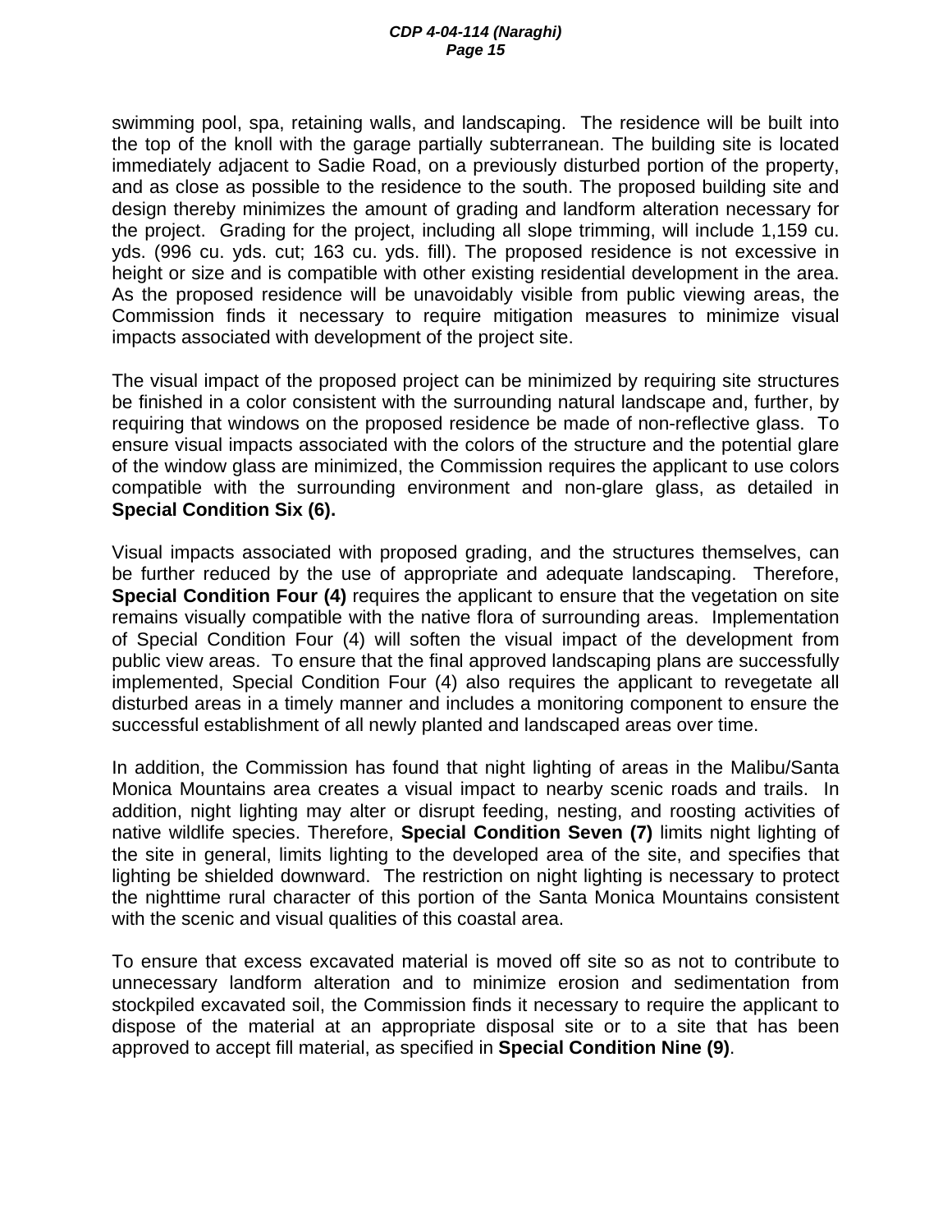swimming pool, spa, retaining walls, and landscaping. The residence will be built into the top of the knoll with the garage partially subterranean. The building site is located immediately adjacent to Sadie Road, on a previously disturbed portion of the property, and as close as possible to the residence to the south. The proposed building site and design thereby minimizes the amount of grading and landform alteration necessary for the project. Grading for the project, including all slope trimming, will include 1,159 cu. yds. (996 cu. yds. cut; 163 cu. yds. fill). The proposed residence is not excessive in height or size and is compatible with other existing residential development in the area. As the proposed residence will be unavoidably visible from public viewing areas, the Commission finds it necessary to require mitigation measures to minimize visual impacts associated with development of the project site.

The visual impact of the proposed project can be minimized by requiring site structures be finished in a color consistent with the surrounding natural landscape and, further, by requiring that windows on the proposed residence be made of non-reflective glass. To ensure visual impacts associated with the colors of the structure and the potential glare of the window glass are minimized, the Commission requires the applicant to use colors compatible with the surrounding environment and non-glare glass, as detailed in **Special Condition Six (6).**

Visual impacts associated with proposed grading, and the structures themselves, can be further reduced by the use of appropriate and adequate landscaping. Therefore, **Special Condition Four (4)** requires the applicant to ensure that the vegetation on site remains visually compatible with the native flora of surrounding areas. Implementation of Special Condition Four (4) will soften the visual impact of the development from public view areas. To ensure that the final approved landscaping plans are successfully implemented, Special Condition Four (4) also requires the applicant to revegetate all disturbed areas in a timely manner and includes a monitoring component to ensure the successful establishment of all newly planted and landscaped areas over time.

In addition, the Commission has found that night lighting of areas in the Malibu/Santa Monica Mountains area creates a visual impact to nearby scenic roads and trails. In addition, night lighting may alter or disrupt feeding, nesting, and roosting activities of native wildlife species. Therefore, **Special Condition Seven (7)** limits night lighting of the site in general, limits lighting to the developed area of the site, and specifies that lighting be shielded downward. The restriction on night lighting is necessary to protect the nighttime rural character of this portion of the Santa Monica Mountains consistent with the scenic and visual qualities of this coastal area.

To ensure that excess excavated material is moved off site so as not to contribute to unnecessary landform alteration and to minimize erosion and sedimentation from stockpiled excavated soil, the Commission finds it necessary to require the applicant to dispose of the material at an appropriate disposal site or to a site that has been approved to accept fill material, as specified in **Special Condition Nine (9)**.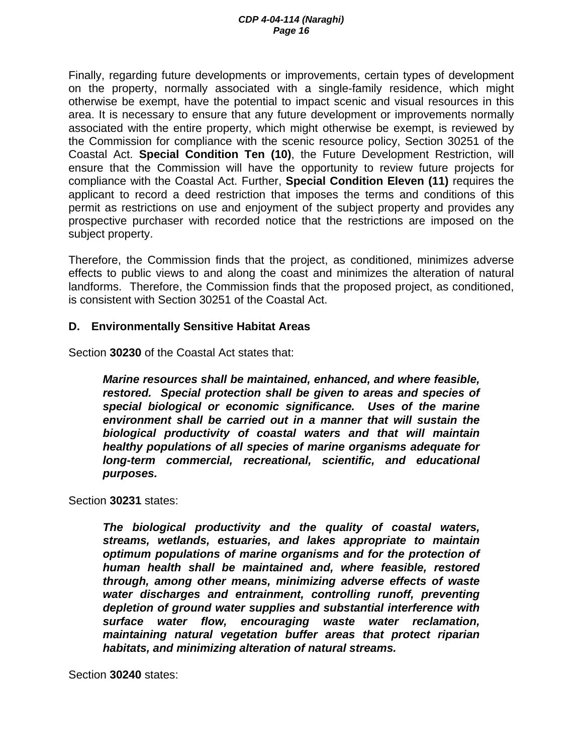Finally, regarding future developments or improvements, certain types of development on the property, normally associated with a single-family residence, which might otherwise be exempt, have the potential to impact scenic and visual resources in this area. It is necessary to ensure that any future development or improvements normally associated with the entire property, which might otherwise be exempt, is reviewed by the Commission for compliance with the scenic resource policy, Section 30251 of the Coastal Act. **Special Condition Ten (10)**, the Future Development Restriction, will ensure that the Commission will have the opportunity to review future projects for compliance with the Coastal Act. Further, **Special Condition Eleven (11)** requires the applicant to record a deed restriction that imposes the terms and conditions of this permit as restrictions on use and enjoyment of the subject property and provides any prospective purchaser with recorded notice that the restrictions are imposed on the subject property.

Therefore, the Commission finds that the project, as conditioned, minimizes adverse effects to public views to and along the coast and minimizes the alteration of natural landforms. Therefore, the Commission finds that the proposed project, as conditioned, is consistent with Section 30251 of the Coastal Act.

### D. Environmentally Sensitive Habitat Areas

Section **30230** of the Coastal Act states that:

> ***Marine resources shall be maintained, enhanced, and where feasible, restored. Special protection shall be given to areas and species of special biological or economic significance. Uses of the marine environment shall be carried out in a manner that will sustain the biological productivity of coastal waters and that will maintain healthy populations of all species of marine organisms adequate for long-term commercial, recreational, scientific, and educational purposes.***

Section **30231** states:

> ***The biological productivity and the quality of coastal waters, streams, wetlands, estuaries, and lakes appropriate to maintain optimum populations of marine organisms and for the protection of human health shall be maintained and, where feasible, restored through, among other means, minimizing adverse effects of waste water discharges and entrainment, controlling runoff, preventing depletion of ground water supplies and substantial interference with surface water flow, encouraging waste water reclamation, maintaining natural vegetation buffer areas that protect riparian habitats, and minimizing alteration of natural streams.***

Section **30240** states: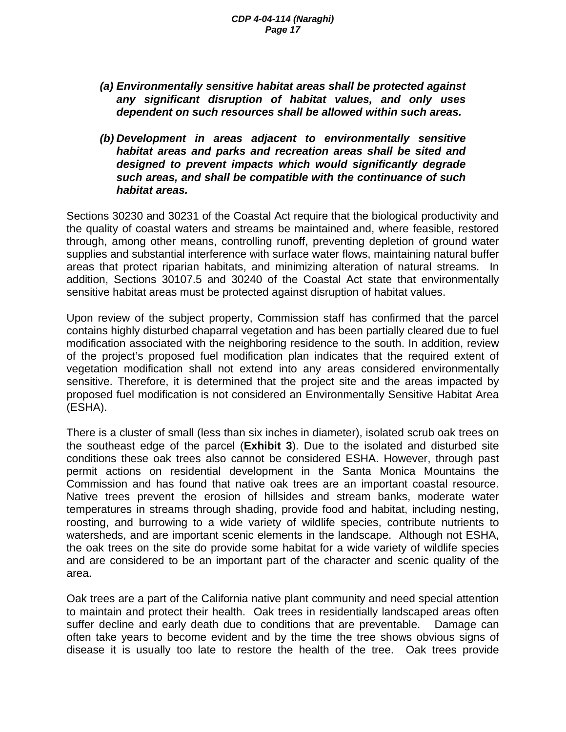> ***(a) Environmentally sensitive habitat areas shall be protected against any significant disruption of habitat values, and only uses dependent on such resources shall be allowed within such areas.***
>
> ***(b) Development in areas adjacent to environmentally sensitive habitat areas and parks and recreation areas shall be sited and designed to prevent impacts which would significantly degrade such areas, and shall be compatible with the continuance of such habitat areas.***

Sections 30230 and 30231 of the Coastal Act require that the biological productivity and the quality of coastal waters and streams be maintained and, where feasible, restored through, among other means, controlling runoff, preventing depletion of ground water supplies and substantial interference with surface water flows, maintaining natural buffer areas that protect riparian habitats, and minimizing alteration of natural streams. In addition, Sections 30107.5 and 30240 of the Coastal Act state that environmentally sensitive habitat areas must be protected against disruption of habitat values.

Upon review of the subject property, Commission staff has confirmed that the parcel contains highly disturbed chaparral vegetation and has been partially cleared due to fuel modification associated with the neighboring residence to the south. In addition, review of the project's proposed fuel modification plan indicates that the required extent of vegetation modification shall not extend into any areas considered environmentally sensitive. Therefore, it is determined that the project site and the areas impacted by proposed fuel modification is not considered an Environmentally Sensitive Habitat Area (ESHA).

There is a cluster of small (less than six inches in diameter), isolated scrub oak trees on the southeast edge of the parcel (**Exhibit 3**). Due to the isolated and disturbed site conditions these oak trees also cannot be considered ESHA. However, through past permit actions on residential development in the Santa Monica Mountains the Commission and has found that native oak trees are an important coastal resource. Native trees prevent the erosion of hillsides and stream banks, moderate water temperatures in streams through shading, provide food and habitat, including nesting, roosting, and burrowing to a wide variety of wildlife species, contribute nutrients to watersheds, and are important scenic elements in the landscape. Although not ESHA, the oak trees on the site do provide some habitat for a wide variety of wildlife species and are considered to be an important part of the character and scenic quality of the area.

Oak trees are a part of the California native plant community and need special attention to maintain and protect their health. Oak trees in residentially landscaped areas often suffer decline and early death due to conditions that are preventable. Damage can often take years to become evident and by the time the tree shows obvious signs of disease it is usually too late to restore the health of the tree. Oak trees provide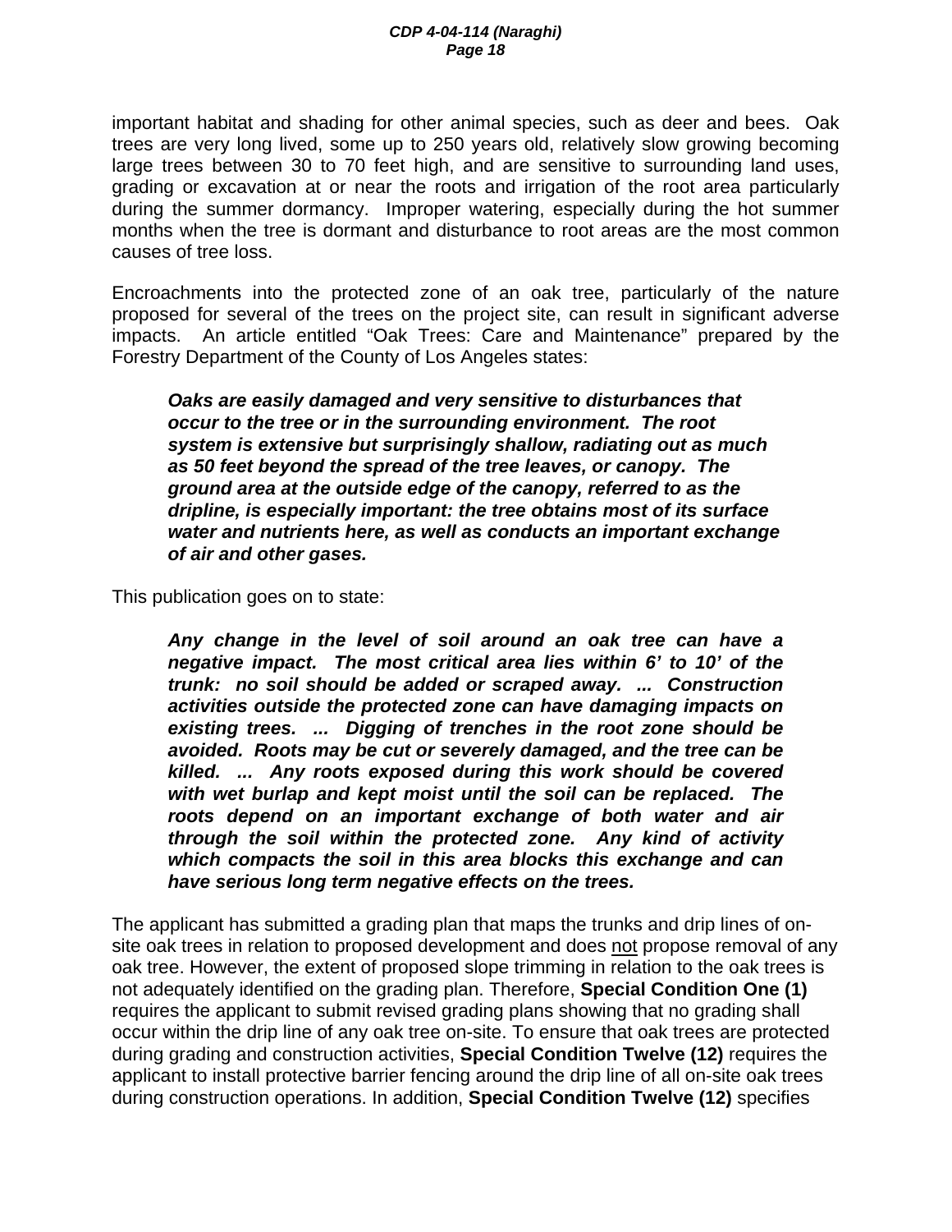important habitat and shading for other animal species, such as deer and bees. Oak trees are very long lived, some up to 250 years old, relatively slow growing becoming large trees between 30 to 70 feet high, and are sensitive to surrounding land uses, grading or excavation at or near the roots and irrigation of the root area particularly during the summer dormancy. Improper watering, especially during the hot summer months when the tree is dormant and disturbance to root areas are the most common causes of tree loss.

Encroachments into the protected zone of an oak tree, particularly of the nature proposed for several of the trees on the project site, can result in significant adverse impacts. An article entitled "Oak Trees: Care and Maintenance" prepared by the Forestry Department of the County of Los Angeles states:

> ***Oaks are easily damaged and very sensitive to disturbances that occur to the tree or in the surrounding environment. The root system is extensive but surprisingly shallow, radiating out as much as 50 feet beyond the spread of the tree leaves, or canopy. The ground area at the outside edge of the canopy, referred to as the dripline, is especially important: the tree obtains most of its surface water and nutrients here, as well as conducts an important exchange of air and other gases.***

This publication goes on to state:

> ***Any change in the level of soil around an oak tree can have a negative impact. The most critical area lies within 6' to 10' of the trunk: no soil should be added or scraped away. ... Construction activities outside the protected zone can have damaging impacts on existing trees. ... Digging of trenches in the root zone should be avoided. Roots may be cut or severely damaged, and the tree can be killed. ... Any roots exposed during this work should be covered with wet burlap and kept moist until the soil can be replaced. The roots depend on an important exchange of both water and air through the soil within the protected zone. Any kind of activity which compacts the soil in this area blocks this exchange and can have serious long term negative effects on the trees.***

The applicant has submitted a grading plan that maps the trunks and drip lines of on-site oak trees in relation to proposed development and does <u>not</u> propose removal of any oak tree. However, the extent of proposed slope trimming in relation to the oak trees is not adequately identified on the grading plan. Therefore, **Special Condition One (1)** requires the applicant to submit revised grading plans showing that no grading shall occur within the drip line of any oak tree on-site. To ensure that oak trees are protected during grading and construction activities, **Special Condition Twelve (12)** requires the applicant to install protective barrier fencing around the drip line of all on-site oak trees during construction operations. In addition, **Special Condition Twelve (12)** specifies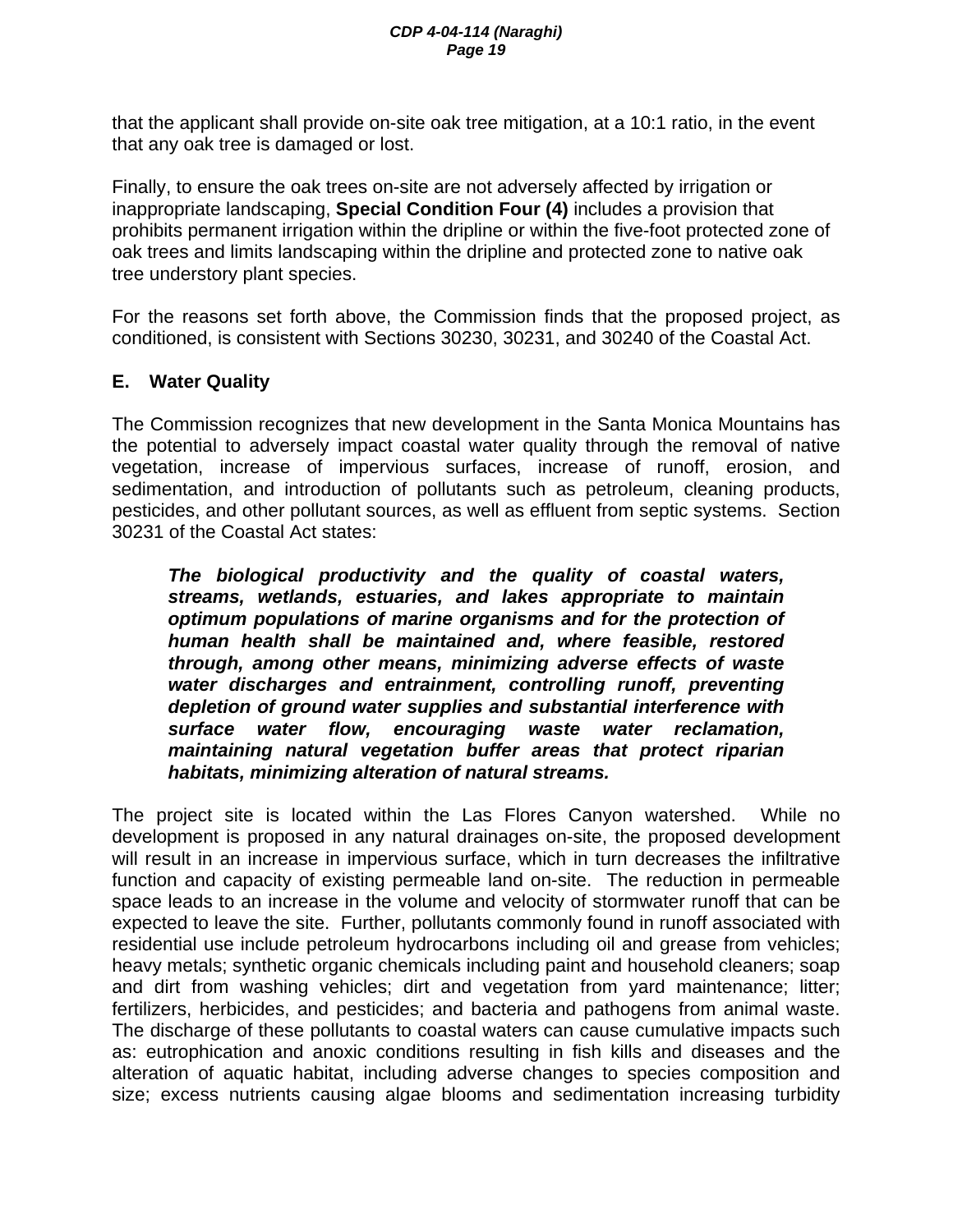that the applicant shall provide on-site oak tree mitigation, at a 10:1 ratio, in the event that any oak tree is damaged or lost.

Finally, to ensure the oak trees on-site are not adversely affected by irrigation or inappropriate landscaping, **Special Condition Four (4)** includes a provision that prohibits permanent irrigation within the dripline or within the five-foot protected zone of oak trees and limits landscaping within the dripline and protected zone to native oak tree understory plant species.

For the reasons set forth above, the Commission finds that the proposed project, as conditioned, is consistent with Sections 30230, 30231, and 30240 of the Coastal Act.

### E. Water Quality

The Commission recognizes that new development in the Santa Monica Mountains has the potential to adversely impact coastal water quality through the removal of native vegetation, increase of impervious surfaces, increase of runoff, erosion, and sedimentation, and introduction of pollutants such as petroleum, cleaning products, pesticides, and other pollutant sources, as well as effluent from septic systems. Section 30231 of the Coastal Act states:

> ***The biological productivity and the quality of coastal waters, streams, wetlands, estuaries, and lakes appropriate to maintain optimum populations of marine organisms and for the protection of human health shall be maintained and, where feasible, restored through, among other means, minimizing adverse effects of waste water discharges and entrainment, controlling runoff, preventing depletion of ground water supplies and substantial interference with surface water flow, encouraging waste water reclamation, maintaining natural vegetation buffer areas that protect riparian habitats, minimizing alteration of natural streams.***

The project site is located within the Las Flores Canyon watershed. While no development is proposed in any natural drainages on-site, the proposed development will result in an increase in impervious surface, which in turn decreases the infiltrative function and capacity of existing permeable land on-site. The reduction in permeable space leads to an increase in the volume and velocity of stormwater runoff that can be expected to leave the site. Further, pollutants commonly found in runoff associated with residential use include petroleum hydrocarbons including oil and grease from vehicles; heavy metals; synthetic organic chemicals including paint and household cleaners; soap and dirt from washing vehicles; dirt and vegetation from yard maintenance; litter; fertilizers, herbicides, and pesticides; and bacteria and pathogens from animal waste. The discharge of these pollutants to coastal waters can cause cumulative impacts such as: eutrophication and anoxic conditions resulting in fish kills and diseases and the alteration of aquatic habitat, including adverse changes to species composition and size; excess nutrients causing algae blooms and sedimentation increasing turbidity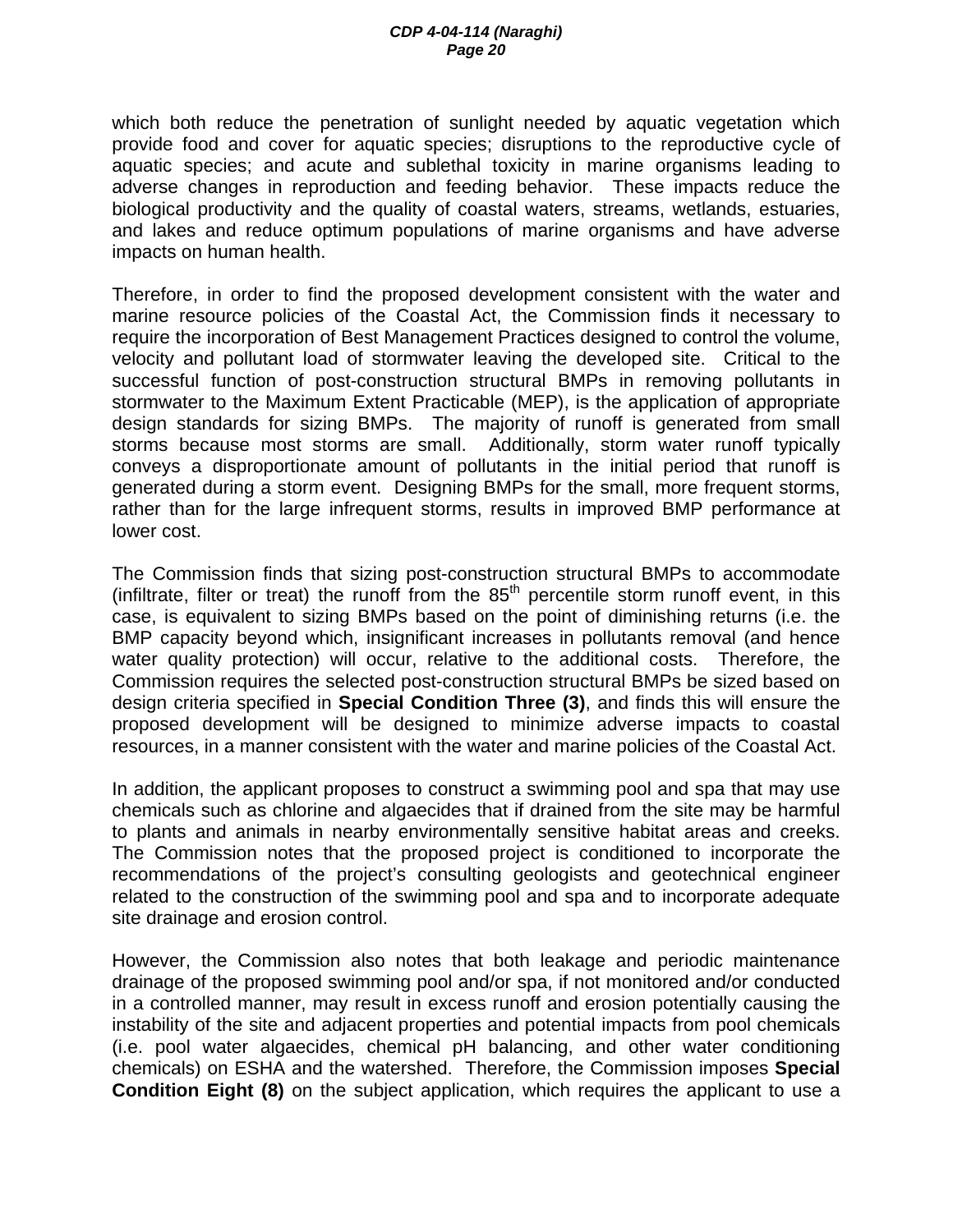which both reduce the penetration of sunlight needed by aquatic vegetation which provide food and cover for aquatic species; disruptions to the reproductive cycle of aquatic species; and acute and sublethal toxicity in marine organisms leading to adverse changes in reproduction and feeding behavior. These impacts reduce the biological productivity and the quality of coastal waters, streams, wetlands, estuaries, and lakes and reduce optimum populations of marine organisms and have adverse impacts on human health.

Therefore, in order to find the proposed development consistent with the water and marine resource policies of the Coastal Act, the Commission finds it necessary to require the incorporation of Best Management Practices designed to control the volume, velocity and pollutant load of stormwater leaving the developed site. Critical to the successful function of post-construction structural BMPs in removing pollutants in stormwater to the Maximum Extent Practicable (MEP), is the application of appropriate design standards for sizing BMPs. The majority of runoff is generated from small storms because most storms are small. Additionally, storm water runoff typically conveys a disproportionate amount of pollutants in the initial period that runoff is generated during a storm event. Designing BMPs for the small, more frequent storms, rather than for the large infrequent storms, results in improved BMP performance at lower cost.

The Commission finds that sizing post-construction structural BMPs to accommodate (infiltrate, filter or treat) the runoff from the 85$^{th}$ percentile storm runoff event, in this case, is equivalent to sizing BMPs based on the point of diminishing returns (i.e. the BMP capacity beyond which, insignificant increases in pollutants removal (and hence water quality protection) will occur, relative to the additional costs. Therefore, the Commission requires the selected post-construction structural BMPs be sized based on design criteria specified in **Special Condition Three (3)**, and finds this will ensure the proposed development will be designed to minimize adverse impacts to coastal resources, in a manner consistent with the water and marine policies of the Coastal Act.

In addition, the applicant proposes to construct a swimming pool and spa that may use chemicals such as chlorine and algaecides that if drained from the site may be harmful to plants and animals in nearby environmentally sensitive habitat areas and creeks. The Commission notes that the proposed project is conditioned to incorporate the recommendations of the project's consulting geologists and geotechnical engineer related to the construction of the swimming pool and spa and to incorporate adequate site drainage and erosion control.

However, the Commission also notes that both leakage and periodic maintenance drainage of the proposed swimming pool and/or spa, if not monitored and/or conducted in a controlled manner, may result in excess runoff and erosion potentially causing the instability of the site and adjacent properties and potential impacts from pool chemicals (i.e. pool water algaecides, chemical pH balancing, and other water conditioning chemicals) on ESHA and the watershed. Therefore, the Commission imposes **Special Condition Eight (8)** on the subject application, which requires the applicant to use a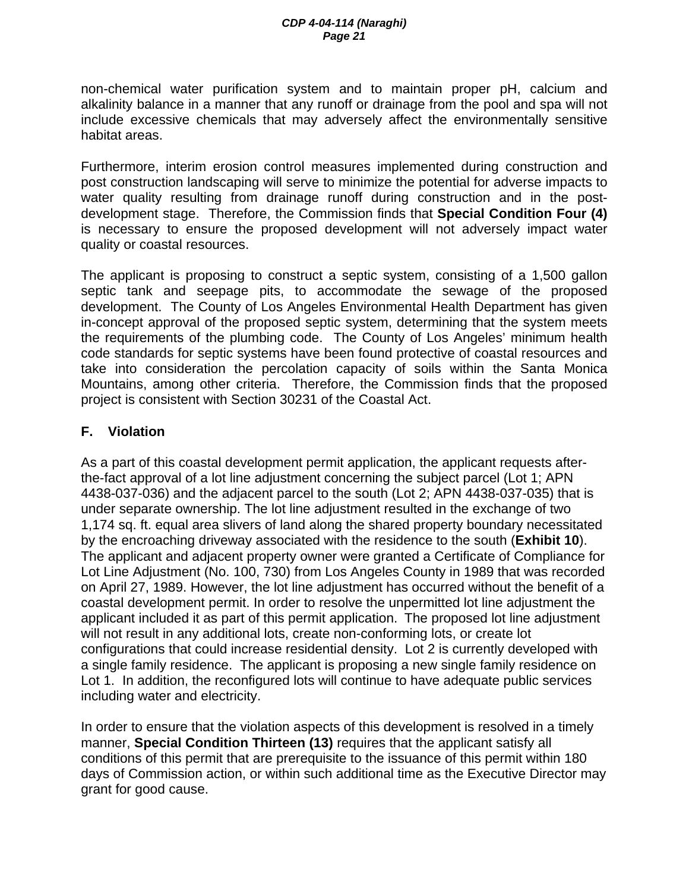non-chemical water purification system and to maintain proper pH, calcium and alkalinity balance in a manner that any runoff or drainage from the pool and spa will not include excessive chemicals that may adversely affect the environmentally sensitive habitat areas.

Furthermore, interim erosion control measures implemented during construction and post construction landscaping will serve to minimize the potential for adverse impacts to water quality resulting from drainage runoff during construction and in the post-development stage. Therefore, the Commission finds that **Special Condition Four (4)** is necessary to ensure the proposed development will not adversely impact water quality or coastal resources.

The applicant is proposing to construct a septic system, consisting of a 1,500 gallon septic tank and seepage pits, to accommodate the sewage of the proposed development. The County of Los Angeles Environmental Health Department has given in-concept approval of the proposed septic system, determining that the system meets the requirements of the plumbing code. The County of Los Angeles' minimum health code standards for septic systems have been found protective of coastal resources and take into consideration the percolation capacity of soils within the Santa Monica Mountains, among other criteria. Therefore, the Commission finds that the proposed project is consistent with Section 30231 of the Coastal Act.

## F. Violation

As a part of this coastal development permit application, the applicant requests after-the-fact approval of a lot line adjustment concerning the subject parcel (Lot 1; APN 4438-037-036) and the adjacent parcel to the south (Lot 2; APN 4438-037-035) that is under separate ownership. The lot line adjustment resulted in the exchange of two 1,174 sq. ft. equal area slivers of land along the shared property boundary necessitated by the encroaching driveway associated with the residence to the south (**Exhibit 10**). The applicant and adjacent property owner were granted a Certificate of Compliance for Lot Line Adjustment (No. 100, 730) from Los Angeles County in 1989 that was recorded on April 27, 1989. However, the lot line adjustment has occurred without the benefit of a coastal development permit. In order to resolve the unpermitted lot line adjustment the applicant included it as part of this permit application. The proposed lot line adjustment will not result in any additional lots, create non-conforming lots, or create lot configurations that could increase residential density. Lot 2 is currently developed with a single family residence. The applicant is proposing a new single family residence on Lot 1. In addition, the reconfigured lots will continue to have adequate public services including water and electricity.

In order to ensure that the violation aspects of this development is resolved in a timely manner, **Special Condition Thirteen (13)** requires that the applicant satisfy all conditions of this permit that are prerequisite to the issuance of this permit within 180 days of Commission action, or within such additional time as the Executive Director may grant for good cause.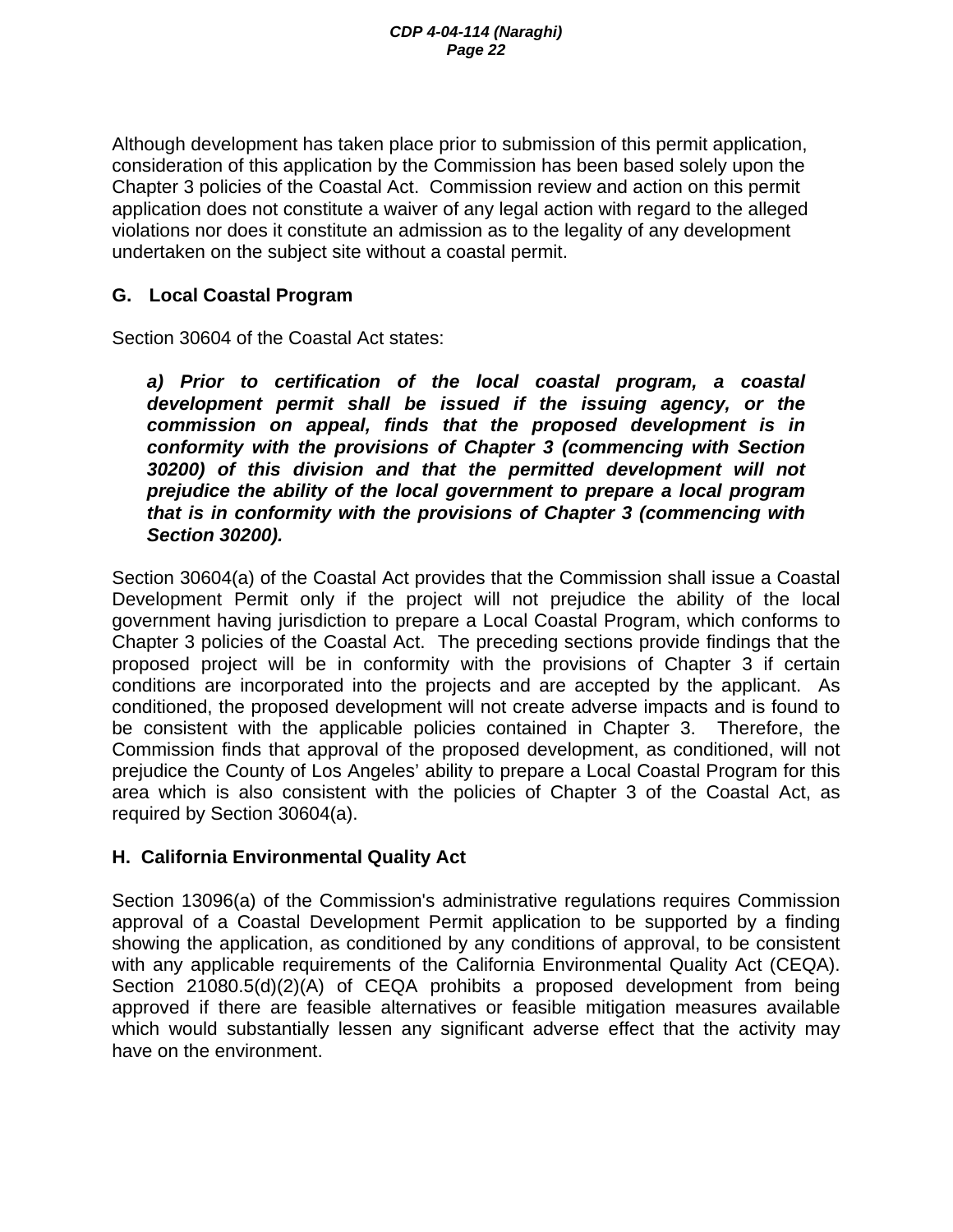Although development has taken place prior to submission of this permit application, consideration of this application by the Commission has been based solely upon the Chapter 3 policies of the Coastal Act. Commission review and action on this permit application does not constitute a waiver of any legal action with regard to the alleged violations nor does it constitute an admission as to the legality of any development undertaken on the subject site without a coastal permit.

### G. Local Coastal Program

Section 30604 of the Coastal Act states:

> ***a) Prior to certification of the local coastal program, a coastal development permit shall be issued if the issuing agency, or the commission on appeal, finds that the proposed development is in conformity with the provisions of Chapter 3 (commencing with Section 30200) of this division and that the permitted development will not prejudice the ability of the local government to prepare a local program that is in conformity with the provisions of Chapter 3 (commencing with Section 30200).***

Section 30604(a) of the Coastal Act provides that the Commission shall issue a Coastal Development Permit only if the project will not prejudice the ability of the local government having jurisdiction to prepare a Local Coastal Program, which conforms to Chapter 3 policies of the Coastal Act. The preceding sections provide findings that the proposed project will be in conformity with the provisions of Chapter 3 if certain conditions are incorporated into the projects and are accepted by the applicant. As conditioned, the proposed development will not create adverse impacts and is found to be consistent with the applicable policies contained in Chapter 3. Therefore, the Commission finds that approval of the proposed development, as conditioned, will not prejudice the County of Los Angeles' ability to prepare a Local Coastal Program for this area which is also consistent with the policies of Chapter 3 of the Coastal Act, as required by Section 30604(a).

### H. California Environmental Quality Act

Section 13096(a) of the Commission's administrative regulations requires Commission approval of a Coastal Development Permit application to be supported by a finding showing the application, as conditioned by any conditions of approval, to be consistent with any applicable requirements of the California Environmental Quality Act (CEQA). Section 21080.5(d)(2)(A) of CEQA prohibits a proposed development from being approved if there are feasible alternatives or feasible mitigation measures available which would substantially lessen any significant adverse effect that the activity may have on the environment.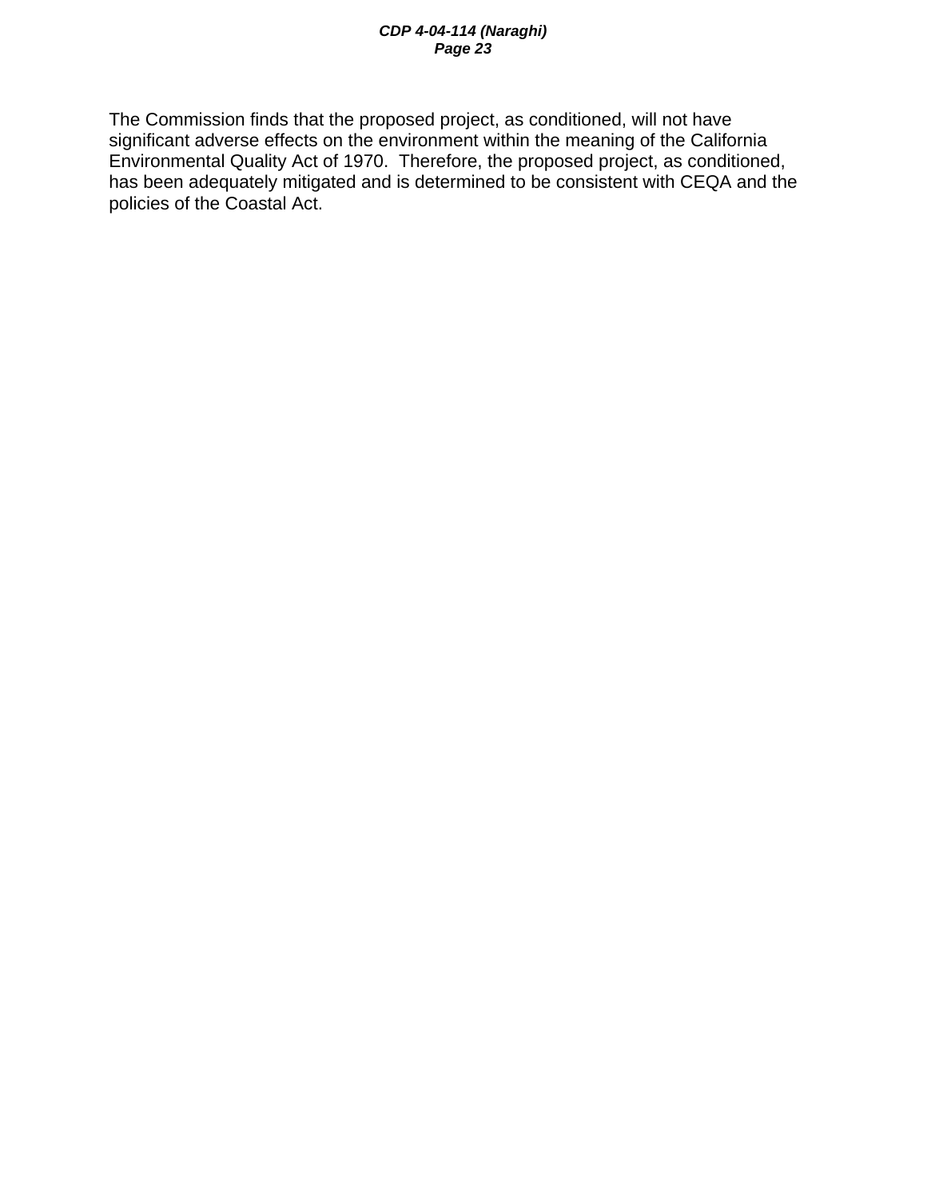The Commission finds that the proposed project, as conditioned, will not have significant adverse effects on the environment within the meaning of the California Environmental Quality Act of 1970. Therefore, the proposed project, as conditioned, has been adequately mitigated and is determined to be consistent with CEQA and the policies of the Coastal Act.